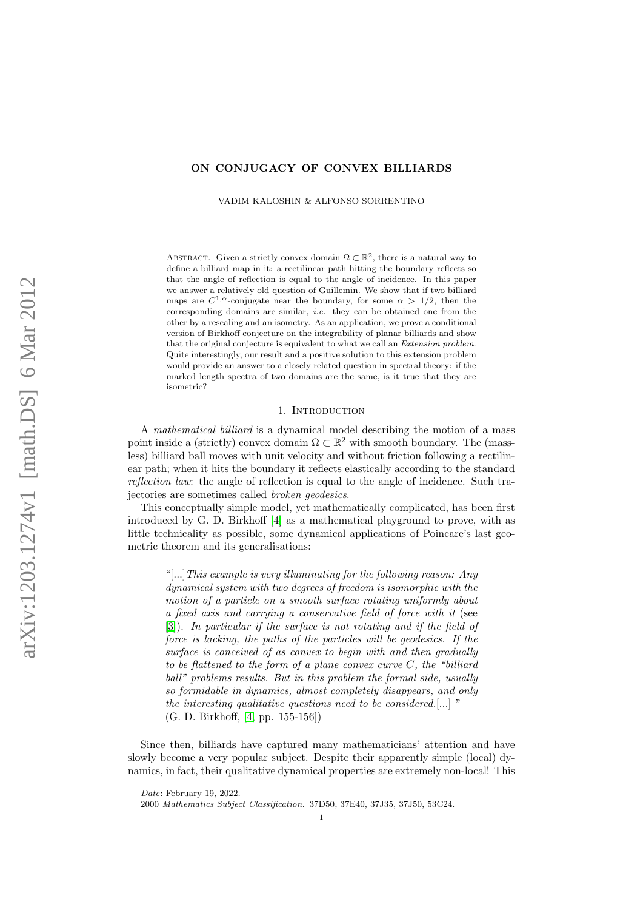# ON CONJUGACY OF CONVEX BILLIARDS

VADIM KALOSHIN & ALFONSO SORRENTINO

ABSTRACT. Given a strictly convex domain $\Omega \subset \mathbb{R}^2$, there is a natural way to define a billiard map in it: a rectilinear path hitting the boundary reflects so that the angle of reflection is equal to the angle of incidence. In this paper we answer a relatively old question of Guillemin. We show that if two billiard maps are $C^{1,\alpha}$-conjugate near the boundary, for some $\alpha > 1/2$, then the corresponding domains are similar, *i.e.* they can be obtained one from the other by a rescaling and an isometry. As an application, we prove a conditional version of Birkhoff conjecture on the integrability of planar billiards and show that the original conjecture is equivalent to what we call an *Extension problem*. Quite interestingly, our result and a positive solution to this extension problem would provide an answer to a closely related question in spectral theory: if the marked length spectra of two domains are the same, is it true that they are isometric?

## 1. Introduction

A *mathematical billiard* is a dynamical model describing the motion of a mass point inside a (strictly) convex domain $\Omega \subset \mathbb{R}^2$ with smooth boundary. The (massless) billiard ball moves with unit velocity and without friction following a rectilinear path; when it hits the boundary it reflects elastically according to the standard *reflection law*: the angle of reflection is equal to the angle of incidence. Such trajectories are sometimes called *broken geodesics*.

This conceptually simple model, yet mathematically complicated, has been first introduced by G. D. Birkhoff [4] as a mathematical playground to prove, with as little technicality as possible, some dynamical applications of Poincare's last geometric theorem and its generalisations:

> "[...] *This example is very illuminating for the following reason: Any dynamical system with two degrees of freedom is isomorphic with the motion of a particle on a smooth surface rotating uniformly about a fixed axis and carrying a conservative field of force with it* (see [3]). *In particular if the surface is not rotating and if the field of force is lacking, the paths of the particles will be geodesics. If the surface is conceived of as convex to begin with and then gradually to be flattened to the form of a plane convex curve C, the "billiard ball" problems results. But in this problem the formal side, usually so formidable in dynamics, almost completely disappears, and only the interesting qualitative questions need to be considered.*[...] "
> (G. D. Birkhoff, [4, pp. 155-156])

Since then, billiards have captured many mathematicians' attention and have slowly become a very popular subject. Despite their apparently simple (local) dynamics, in fact, their qualitative dynamical properties are extremely non-local! This

---

*Date*: February 19, 2022.

2000 *Mathematics Subject Classification.* 37D50, 37E40, 37J35, 37J50, 53C24.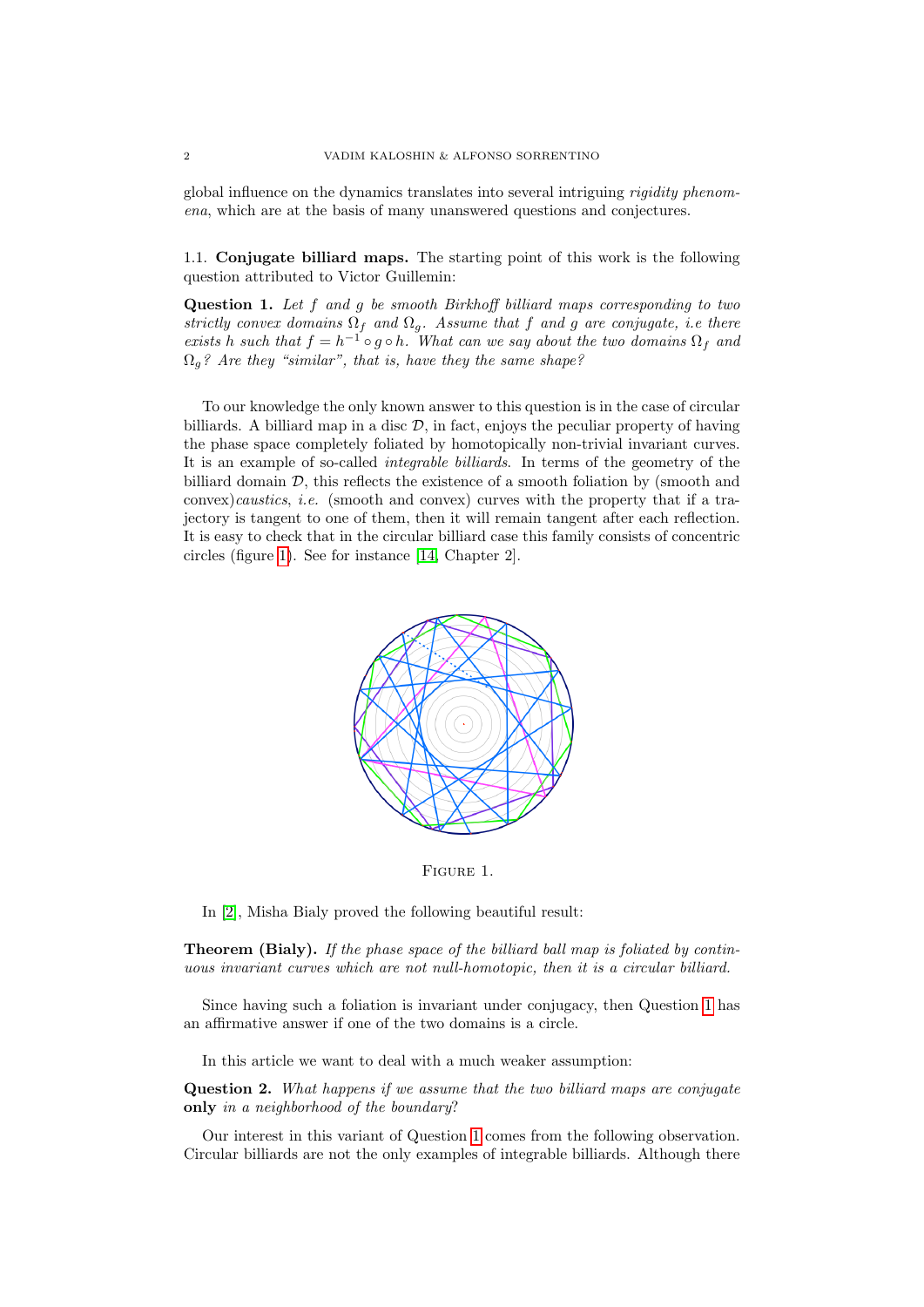global influence on the dynamics translates into several intriguing *rigidity phenomena*, which are at the basis of many unanswered questions and conjectures.

### 1.1. Conjugate billiard maps.

The starting point of this work is the following question attributed to Victor Guillemin:

**Question 1.** *Let $f$ and $g$ be smooth Birkhoff billiard maps corresponding to two strictly convex domains $\Omega_f$ and $\Omega_g$. Assume that $f$ and $g$ are conjugate, i.e there exists $h$ such that $f = h^{-1} \circ g \circ h$. What can we say about the two domains $\Omega_f$ and $\Omega_g$? Are they "similar", that is, have they the same shape?*

To our knowledge the only known answer to this question is in the case of circular billiards. A billiard map in a disc $\mathcal{D}$, in fact, enjoys the peculiar property of having the phase space completely foliated by homotopically non-trivial invariant curves. It is an example of so-called *integrable billiards*. In terms of the geometry of the billiard domain $\mathcal{D}$, this reflects the existence of a smooth foliation by (smooth and convex)*caustics*, *i.e.* (smooth and convex) curves with the property that if a trajectory is tangent to one of them, then it will remain tangent after each reflection. It is easy to check that in the circular billiard case this family consists of concentric circles (figure 1). See for instance [14, Chapter 2].

FIGURE 1.

In [2], Misha Bialy proved the following beautiful result:

**Theorem (Bialy).** *If the phase space of the billiard ball map is foliated by continuous invariant curves which are not null-homotopic, then it is a circular billiard.*

Since having such a foliation is invariant under conjugacy, then Question 1 has an affirmative answer if one of the two domains is a circle.

In this article we want to deal with a much weaker assumption:

**Question 2.** *What happens if we assume that the two billiard maps are conjugate* **only** *in a neighborhood of the boundary?*

Our interest in this variant of Question 1 comes from the following observation. Circular billiards are not the only examples of integrable billiards. Although there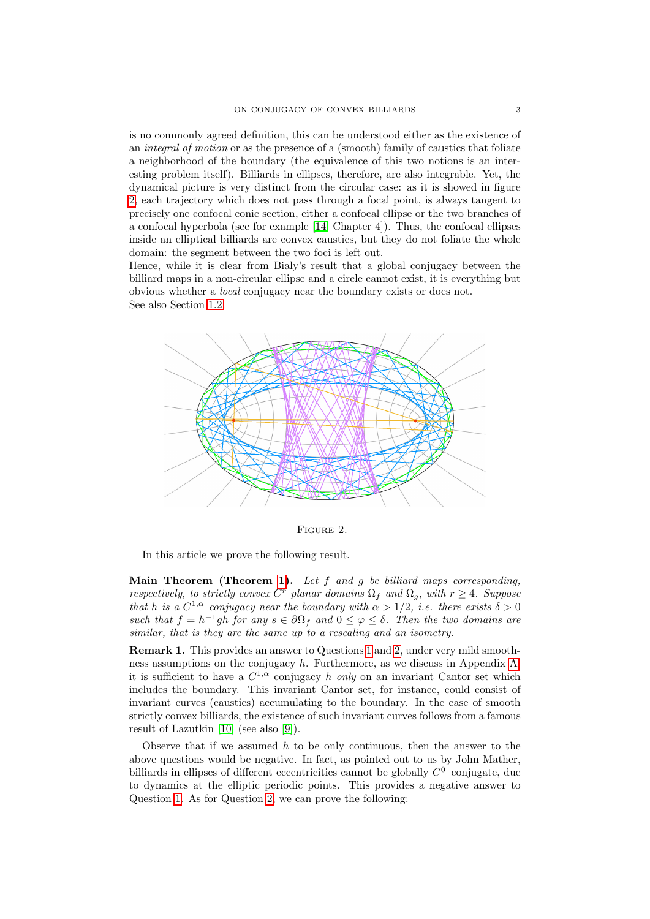is no commonly agreed definition, this can be understood either as the existence of an *integral of motion* or as the presence of a (smooth) family of caustics that foliate a neighborhood of the boundary (the equivalence of this two notions is an interesting problem itself). Billiards in ellipses, therefore, are also integrable. Yet, the dynamical picture is very distinct from the circular case: as it is showed in figure 2, each trajectory which does not pass through a focal point, is always tangent to precisely one confocal conic section, either a confocal ellipse or the two branches of a confocal hyperbola (see for example [14, Chapter 4]). Thus, the confocal ellipses inside an elliptical billiards are convex caustics, but they do not foliate the whole domain: the segment between the two foci is left out.
Hence, while it is clear from Bialy's result that a global conjugacy between the billiard maps in a non-circular ellipse and a circle cannot exist, it is everything but obvious whether a *local* conjugacy near the boundary exists or does not.
See also Section 1.2.

FIGURE 2.

In this article we prove the following result.

**Main Theorem (Theorem 1).** *Let $f$ and $g$ be billiard maps corresponding, respectively, to strictly convex $C^r$ planar domains $\Omega_f$ and $\Omega_g$, with $r \geq 4$. Suppose that $h$ is a $C^{1,\alpha}$ conjugacy near the boundary with $\alpha > 1/2$, i.e. there exists $\delta > 0$ such that $f = h^{-1}gh$ for any $s \in \partial\Omega_f$ and $0 \leq \varphi \leq \delta$. Then the two domains are similar, that is they are the same up to a rescaling and an isometry.*

**Remark 1.** This provides an answer to Questions 1 and 2, under very mild smoothness assumptions on the conjugacy $h$. Furthermore, as we discuss in Appendix A, it is sufficient to have a $C^{1,\alpha}$ conjugacy $h$ *only* on an invariant Cantor set which includes the boundary. This invariant Cantor set, for instance, could consist of invariant curves (caustics) accumulating to the boundary. In the case of smooth strictly convex billiards, the existence of such invariant curves follows from a famous result of Lazutkin [10] (see also [9]).

Observe that if we assumed $h$ to be only continuous, then the answer to the above questions would be negative. In fact, as pointed out to us by John Mather, billiards in ellipses of different eccentricities cannot be globally $C^0$–conjugate, due to dynamics at the elliptic periodic points. This provides a negative answer to Question 1. As for Question 2, we can prove the following: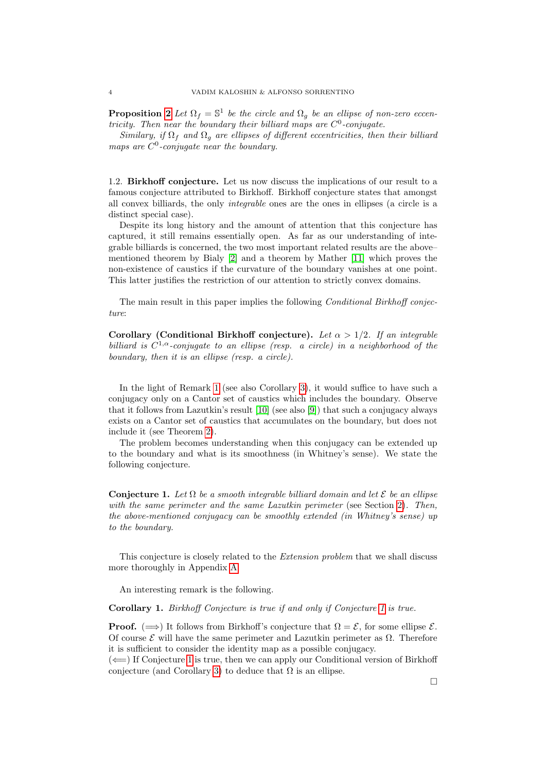**Proposition 2** *Let $\Omega_f = \mathbb{S}^1$ be the circle and $\Omega_g$ be an ellipse of non-zero eccentricity. Then near the boundary their billiard maps are $C^0$-conjugate.*

*Similary, if $\Omega_f$ and $\Omega_g$ are ellipses of different eccentricities, then their billiard maps are $C^0$-conjugate near the boundary.*

### 1.2. Birkhoff conjecture.

Let us now discuss the implications of our result to a famous conjecture attributed to Birkhoff. Birkhoff conjecture states that amongst all convex billiards, the only *integrable* ones are the ones in ellipses (a circle is a distinct special case).

Despite its long history and the amount of attention that this conjecture has captured, it still remains essentially open. As far as our understanding of integrable billiards is concerned, the two most important related results are the above–mentioned theorem by Bialy [2] and a theorem by Mather [11] which proves the non-existence of caustics if the curvature of the boundary vanishes at one point. This latter justifies the restriction of our attention to strictly convex domains.

The main result in this paper implies the following *Conditional Birkhoff conjecture*:

**Corollary (Conditional Birkhoff conjecture).** *Let $\alpha > 1/2$. If an integrable billiard is $C^{1,\alpha}$-conjugate to an ellipse (resp. a circle) in a neighborhood of the boundary, then it is an ellipse (resp. a circle).*

In the light of Remark 1 (see also Corollary 3), it would suffice to have such a conjugacy only on a Cantor set of caustics which includes the boundary. Observe that it follows from Lazutkin's result [10] (see also [9]) that such a conjugacy always exists on a Cantor set of caustics that accumulates on the boundary, but does not include it (see Theorem 2).

The problem becomes understanding when this conjugacy can be extended up to the boundary and what is its smoothness (in Whitney's sense). We state the following conjecture.

**Conjecture 1.** *Let $\Omega$ be a smooth integrable billiard domain and let $\mathcal{E}$ be an ellipse with the same perimeter and the same Lazutkin perimeter* (see Section 2). *Then, the above-mentioned conjugacy can be smoothly extended (in Whitney's sense) up to the boundary.*

This conjecture is closely related to the *Extension problem* that we shall discuss more thoroughly in Appendix A.

An interesting remark is the following.

**Corollary 1.** *Birkhoff Conjecture is true if and only if Conjecture 1 is true.*

**Proof.** ($\Longrightarrow$) It follows from Birkhoff's conjecture that $\Omega = \mathcal{E}$, for some ellipse $\mathcal{E}$. Of course $\mathcal{E}$ will have the same perimeter and Lazutkin perimeter as $\Omega$. Therefore it is sufficient to consider the identity map as a possible conjugacy.
($\Longleftarrow$) If Conjecture 1 is true, then we can apply our Conditional version of Birkhoff conjecture (and Corollary 3) to deduce that $\Omega$ is an ellipse.

□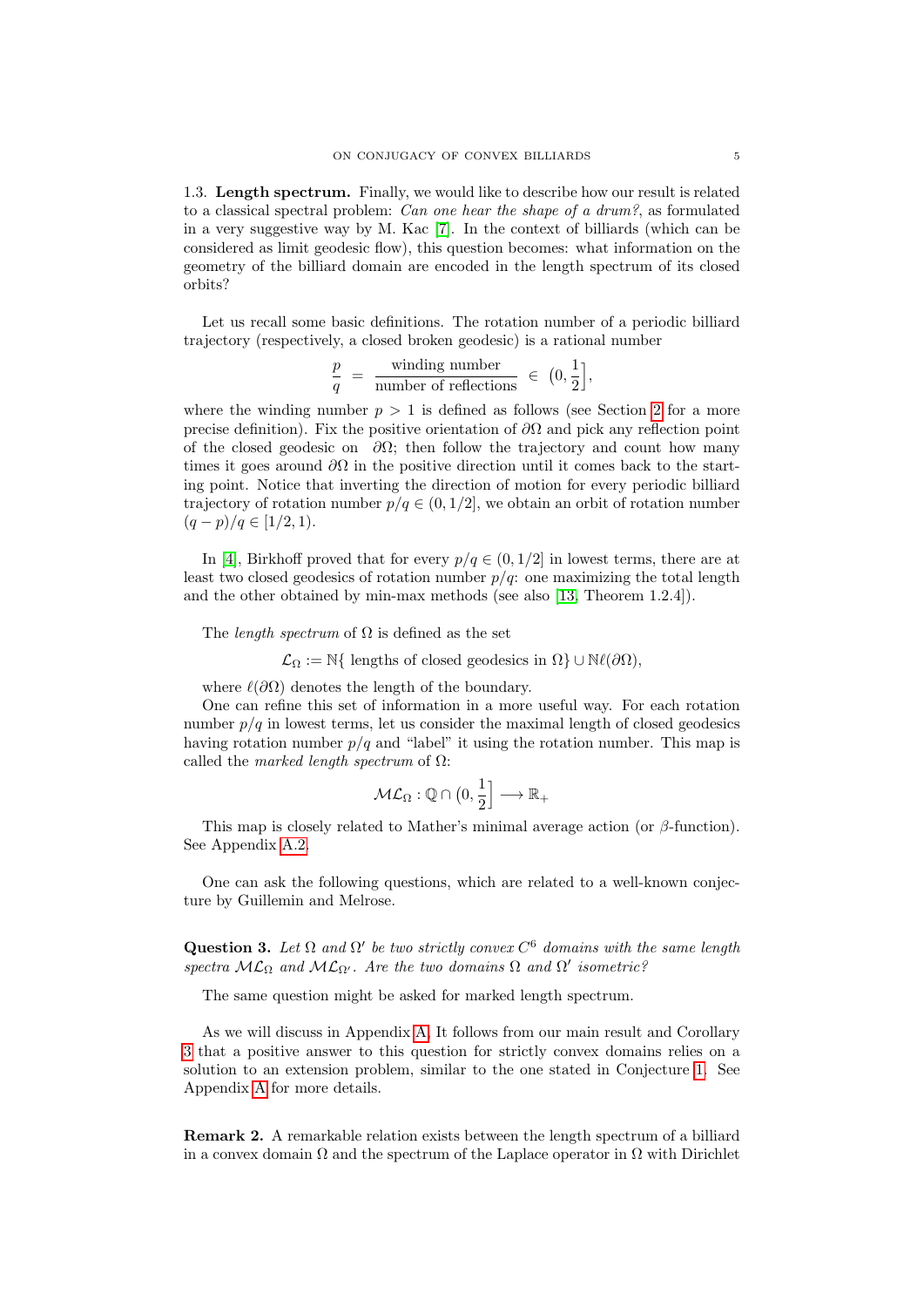1.3. **Length spectrum.** Finally, we would like to describe how our result is related to a classical spectral problem: *Can one hear the shape of a drum?*, as formulated in a very suggestive way by M. Kac [7]. In the context of billiards (which can be considered as limit geodesic flow), this question becomes: what information on the geometry of the billiard domain are encoded in the length spectrum of its closed orbits?

Let us recall some basic definitions. The rotation number of a periodic billiard trajectory (respectively, a closed broken geodesic) is a rational number

$$\frac{p}{q} \;=\; \frac{\text{winding number}}{\text{number of reflections}} \;\in\; \Big(0, \frac{1}{2}\Big],$$

where the winding number $p > 1$ is defined as follows (see Section 2 for a more precise definition). Fix the positive orientation of $\partial\Omega$ and pick any reflection point of the closed geodesic on $\partial\Omega$; then follow the trajectory and count how many times it goes around $\partial\Omega$ in the positive direction until it comes back to the starting point. Notice that inverting the direction of motion for every periodic billiard trajectory of rotation number $p/q \in (0, 1/2]$, we obtain an orbit of rotation number $(q-p)/q \in [1/2, 1)$.

In [4], Birkhoff proved that for every $p/q \in (0, 1/2]$ in lowest terms, there are at least two closed geodesics of rotation number $p/q$: one maximizing the total length and the other obtained by min-max methods (see also [13, Theorem 1.2.4]).

The *length spectrum* of $\Omega$ is defined as the set

$$\mathcal{L}_\Omega := \mathbb{N}\{ \text{ lengths of closed geodesics in } \Omega\} \cup \mathbb{N}\ell(\partial\Omega),$$

where $\ell(\partial\Omega)$ denotes the length of the boundary.

One can refine this set of information in a more useful way. For each rotation number $p/q$ in lowest terms, let us consider the maximal length of closed geodesics having rotation number $p/q$ and "label" it using the rotation number. This map is called the *marked length spectrum* of $\Omega$:

$$\mathcal{ML}_\Omega : \mathbb{Q} \cap \big(0, \frac{1}{2}\big] \longrightarrow \mathbb{R}_+$$

This map is closely related to Mather's minimal average action (or $\beta$-function). See Appendix A.2.

One can ask the following questions, which are related to a well-known conjecture by Guillemin and Melrose.

**Question 3.** *Let $\Omega$ and $\Omega'$ be two strictly convex $C^6$ domains with the same length spectra $\mathcal{ML}_\Omega$ and $\mathcal{ML}_{\Omega'}$. Are the two domains $\Omega$ and $\Omega'$ isometric?*

The same question might be asked for marked length spectrum.

As we will discuss in Appendix A, It follows from our main result and Corollary 3 that a positive answer to this question for strictly convex domains relies on a solution to an extension problem, similar to the one stated in Conjecture 1. See Appendix A for more details.

**Remark 2.** A remarkable relation exists between the length spectrum of a billiard in a convex domain $\Omega$ and the spectrum of the Laplace operator in $\Omega$ with Dirichlet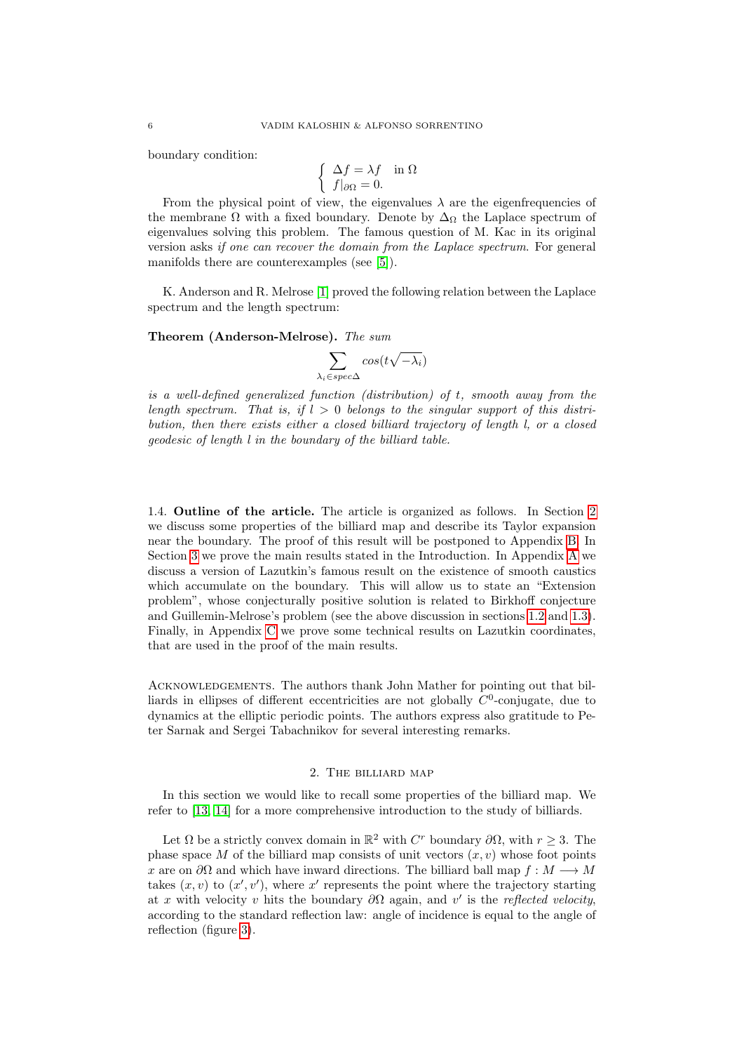boundary condition:

$$\begin{cases} \Delta f = \lambda f & \text{in } \Omega \\ f|_{\partial\Omega} = 0. \end{cases}$$

From the physical point of view, the eigenvalues $\lambda$ are the eigenfrequencies of the membrane $\Omega$ with a fixed boundary. Denote by $\Delta_\Omega$ the Laplace spectrum of eigenvalues solving this problem. The famous question of M. Kac in its original version asks *if one can recover the domain from the Laplace spectrum*. For general manifolds there are counterexamples (see [5]).

K. Anderson and R. Melrose [1] proved the following relation between the Laplace spectrum and the length spectrum:

**Theorem (Anderson-Melrose).** *The sum*

$$\sum_{\lambda_i \in spec\Delta} cos(t\sqrt{-\lambda_i})$$

*is a well-defined generalized function (distribution) of $t$, smooth away from the length spectrum. That is, if $l > 0$ belongs to the singular support of this distribution, then there exists either a closed billiard trajectory of length $l$, or a closed geodesic of length $l$ in the boundary of the billiard table.*

1.4. **Outline of the article.** The article is organized as follows. In Section 2 we discuss some properties of the billiard map and describe its Taylor expansion near the boundary. The proof of this result will be postponed to Appendix B. In Section 3 we prove the main results stated in the Introduction. In Appendix A we discuss a version of Lazutkin's famous result on the existence of smooth caustics which accumulate on the boundary. This will allow us to state an "Extension problem", whose conjecturally positive solution is related to Birkhoff conjecture and Guillemin-Melrose's problem (see the above discussion in sections 1.2 and 1.3). Finally, in Appendix C we prove some technical results on Lazutkin coordinates, that are used in the proof of the main results.

Acknowledgements. The authors thank John Mather for pointing out that billiards in ellipses of different eccentricities are not globally $C^0$-conjugate, due to dynamics at the elliptic periodic points. The authors express also gratitude to Peter Sarnak and Sergei Tabachnikov for several interesting remarks.

## 2. The billiard map

In this section we would like to recall some properties of the billiard map. We refer to [13, 14] for a more comprehensive introduction to the study of billiards.

Let $\Omega$ be a strictly convex domain in $\mathbb{R}^2$ with $C^r$ boundary $\partial\Omega$, with $r \geq 3$. The phase space $M$ of the billiard map consists of unit vectors $(x, v)$ whose foot points $x$ are on $\partial\Omega$ and which have inward directions. The billiard ball map $f : M \longrightarrow M$ takes $(x, v)$ to $(x', v')$, where $x'$ represents the point where the trajectory starting at $x$ with velocity $v$ hits the boundary $\partial\Omega$ again, and $v'$ is the *reflected velocity*, according to the standard reflection law: angle of incidence is equal to the angle of reflection (figure 3).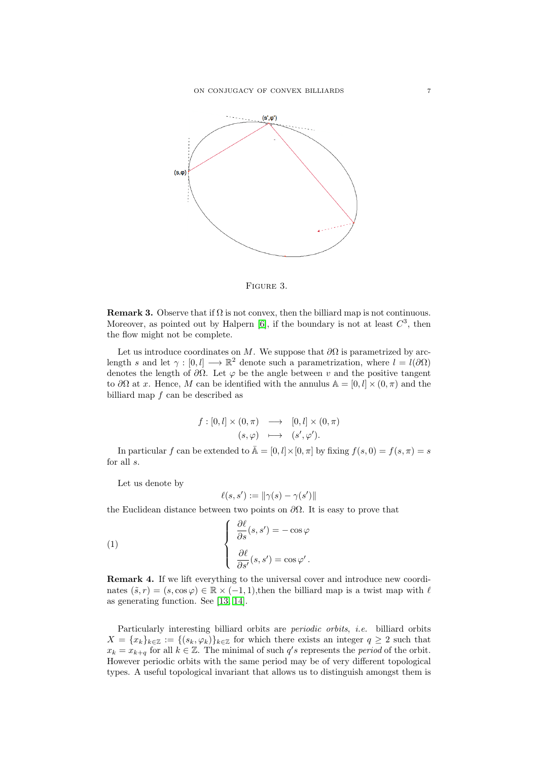FIGURE 3.

**Remark 3.** Observe that if $\Omega$ is not convex, then the billiard map is not continuous. Moreover, as pointed out by Halpern [6], if the boundary is not at least $C^3$, then the flow might not be complete.

Let us introduce coordinates on $M$. We suppose that $\partial\Omega$ is parametrized by arc-length $s$ and let $\gamma : [0, l] \longrightarrow \mathbb{R}^2$ denote such a parametrization, where $l = l(\partial\Omega)$ denotes the length of $\partial\Omega$. Let $\varphi$ be the angle between $v$ and the positive tangent to $\partial\Omega$ at $x$. Hence, $M$ can be identified with the annulus $\mathbb{A} = [0, l] \times (0, \pi)$ and the billiard map $f$ can be described as

$$
\begin{array}{rccc}
f : [0, l] \times (0, \pi) & \longrightarrow & [0, l] \times (0, \pi) \\
(s, \varphi) & \longmapsto & (s', \varphi').
\end{array}
$$

In particular $f$ can be extended to $\bar{\mathbb{A}} = [0, l] \times [0, \pi]$ by fixing $f(s, 0) = f(s, \pi) = s$ for all $s$.

Let us denote by

$$
\ell(s, s') := \|\gamma(s) - \gamma(s')\|
$$

the Euclidean distance between two points on $\partial\Omega$. It is easy to prove that

$$
\left\{
\begin{array}{l}
\dfrac{\partial \ell}{\partial s}(s, s') = -\cos\varphi \\[2ex]
\dfrac{\partial \ell}{\partial s'}(s, s') = \cos\varphi' \,.
\end{array}
\right.
\tag{1}
$$

**Remark 4.** If we lift everything to the universal cover and introduce new coordinates $(\tilde{s}, r) = (s, \cos\varphi) \in \mathbb{R} \times (-1, 1)$,then the billiard map is a twist map with $\ell$ as generating function. See [13, 14].

Particularly interesting billiard orbits are *periodic orbits*, *i.e.* billiard orbits $X = \{x_k\}_{k\in\mathbb{Z}} := \{(s_k, \varphi_k)\}_{k\in\mathbb{Z}}$ for which there exists an integer $q \geq 2$ such that $x_k = x_{k+q}$ for all $k \in \mathbb{Z}$. The minimal of such $q's$ represents the *period* of the orbit. However periodic orbits with the same period may be of very different topological types. A useful topological invariant that allows us to distinguish amongst them is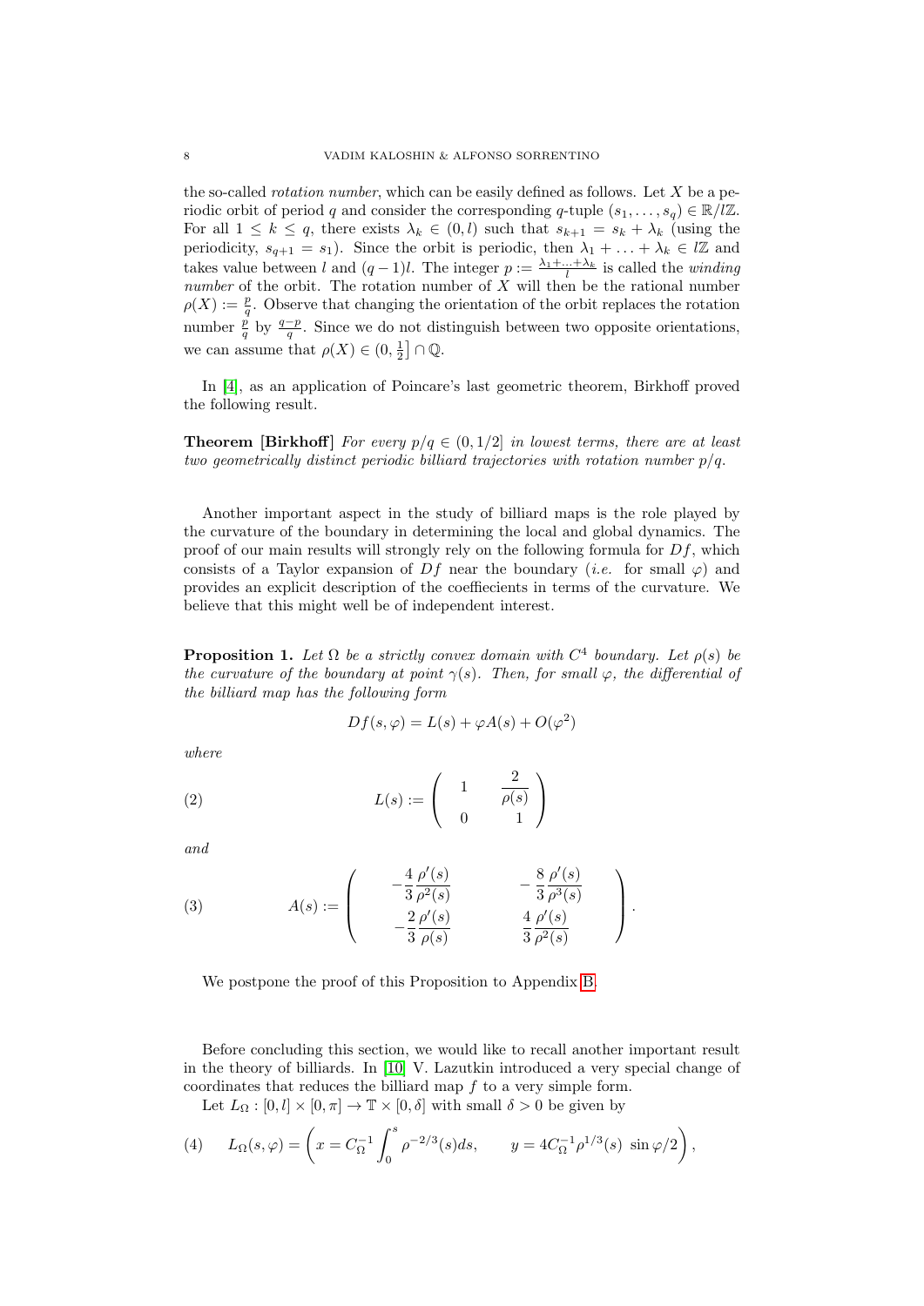the so-called *rotation number*, which can be easily defined as follows. Let $X$ be a periodic orbit of period $q$ and consider the corresponding $q$-tuple $(s_1, \ldots, s_q) \in \mathbb{R}/l\mathbb{Z}$. For all $1 \leq k \leq q$, there exists $\lambda_k \in (0, l)$ such that $s_{k+1} = s_k + \lambda_k$ (using the periodicity, $s_{q+1} = s_1$). Since the orbit is periodic, then $\lambda_1 + \ldots + \lambda_k \in l\mathbb{Z}$ and takes value between $l$ and $(q-1)l$. The integer $p := \frac{\lambda_1 + \ldots + \lambda_k}{l}$ is called the *winding number* of the orbit. The rotation number of $X$ will then be the rational number $\rho(X) := \frac{p}{q}$. Observe that changing the orientation of the orbit replaces the rotation number $\frac{p}{q}$ by $\frac{q-p}{q}$. Since we do not distinguish between two opposite orientations, we can assume that $\rho(X) \in (0, \frac{1}{2}] \cap \mathbb{Q}$.

In [4], as an application of Poincare's last geometric theorem, Birkhoff proved the following result.

**Theorem [Birkhoff]** *For every $p/q \in (0, 1/2]$ in lowest terms, there are at least two geometrically distinct periodic billiard trajectories with rotation number $p/q$.*

Another important aspect in the study of billiard maps is the role played by the curvature of the boundary in determining the local and global dynamics. The proof of our main results will strongly rely on the following formula for $Df$, which consists of a Taylor expansion of $Df$ near the boundary (*i.e.* for small $\varphi$) and provides an explicit description of the coeffiecients in terms of the curvature. We believe that this might well be of independent interest.

**Proposition 1.** *Let $\Omega$ be a strictly convex domain with $C^4$ boundary. Let $\rho(s)$ be the curvature of the boundary at point $\gamma(s)$. Then, for small $\varphi$, the differential of the billiard map has the following form*

$$Df(s, \varphi) = L(s) + \varphi A(s) + O(\varphi^2)$$

*where*

$$L(s) := \begin{pmatrix} 1 & \dfrac{2}{\rho(s)} \\ 0 & 1 \end{pmatrix} \tag{2}$$

*and*

$$A(s) := \begin{pmatrix} -\dfrac{4}{3}\dfrac{\rho'(s)}{\rho^2(s)} & -\dfrac{8}{3}\dfrac{\rho'(s)}{\rho^3(s)} \\ -\dfrac{2}{3}\dfrac{\rho'(s)}{\rho(s)} & \dfrac{4}{3}\dfrac{\rho'(s)}{\rho^2(s)} \end{pmatrix}. \tag{3}$$

We postpone the proof of this Proposition to Appendix B.

Before concluding this section, we would like to recall another important result in the theory of billiards. In [10] V. Lazutkin introduced a very special change of coordinates that reduces the billiard map $f$ to a very simple form.

Let $L_\Omega : [0, l] \times [0, \pi] \to \mathbb{T} \times [0, \delta]$ with small $\delta > 0$ be given by

$$L_\Omega(s, \varphi) = \left( x = C_\Omega^{-1} \int_0^s \rho^{-2/3}(s) ds, \qquad y = 4C_\Omega^{-1} \rho^{1/3}(s) \, \sin \varphi/2 \right), \tag{4}$$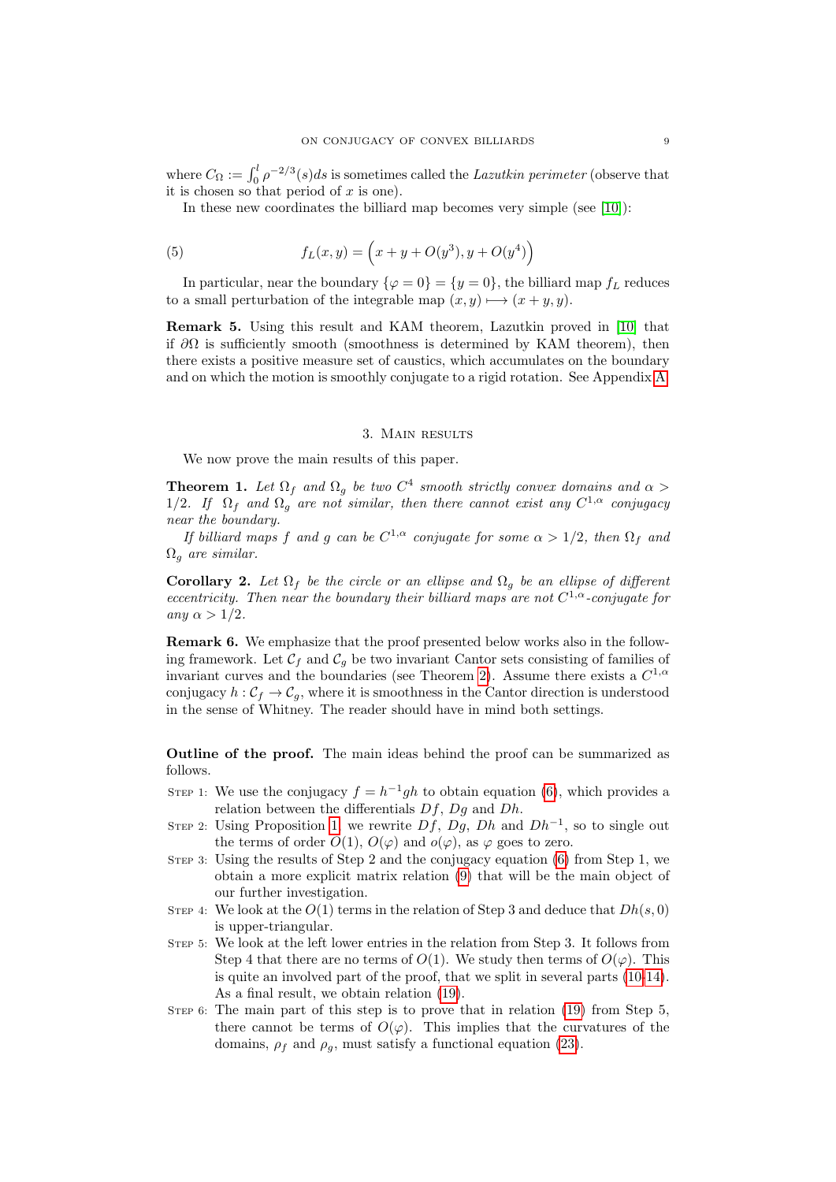where $C_\Omega := \int_0^l \rho^{-2/3}(s)ds$ is sometimes called the *Lazutkin perimeter* (observe that it is chosen so that period of $x$ is one).

In these new coordinates the billiard map becomes very simple (see [10]):

$$f_L(x,y) = \Big(x + y + O(y^3), y + O(y^4)\Big) \tag{5}$$

In particular, near the boundary $\{\varphi = 0\} = \{y = 0\}$, the billiard map $f_L$ reduces to a small perturbation of the integrable map $(x,y) \longmapsto (x+y,y)$.

**Remark 5.** Using this result and KAM theorem, Lazutkin proved in [10] that if $\partial\Omega$ is sufficiently smooth (smoothness is determined by KAM theorem), then there exists a positive measure set of caustics, which accumulates on the boundary and on which the motion is smoothly conjugate to a rigid rotation. See Appendix A.

## 3. Main results

We now prove the main results of this paper.

**Theorem 1.** *Let $\Omega_f$ and $\Omega_g$ be two $C^4$ smooth strictly convex domains and $\alpha > 1/2$. If $\Omega_f$ and $\Omega_g$ are not similar, then there cannot exist any $C^{1,\alpha}$ conjugacy near the boundary.*

*If billiard maps $f$ and $g$ can be $C^{1,\alpha}$ conjugate for some $\alpha > 1/2$, then $\Omega_f$ and $\Omega_g$ are similar.*

**Corollary 2.** *Let $\Omega_f$ be the circle or an ellipse and $\Omega_g$ be an ellipse of different eccentricity. Then near the boundary their billiard maps are not $C^{1,\alpha}$-conjugate for any $\alpha > 1/2$.*

**Remark 6.** We emphasize that the proof presented below works also in the following framework. Let $\mathcal{C}_f$ and $\mathcal{C}_g$ be two invariant Cantor sets consisting of families of invariant curves and the boundaries (see Theorem 2). Assume there exists a $C^{1,\alpha}$ conjugacy $h : \mathcal{C}_f \to \mathcal{C}_g$, where it is smoothness in the Cantor direction is understood in the sense of Whitney. The reader should have in mind both settings.

**Outline of the proof.** The main ideas behind the proof can be summarized as follows.

- Step 1: We use the conjugacy $f = h^{-1}gh$ to obtain equation (6), which provides a relation between the differentials $Df$, $Dg$ and $Dh$.
- Step 2: Using Proposition 1, we rewrite $Df$, $Dg$, $Dh$ and $Dh^{-1}$, so to single out the terms of order $O(1)$, $O(\varphi)$ and $o(\varphi)$, as $\varphi$ goes to zero.
- Step 3: Using the results of Step 2 and the conjugacy equation (6) from Step 1, we obtain a more explicit matrix relation (9) that will be the main object of our further investigation.
- Step 4: We look at the $O(1)$ terms in the relation of Step 3 and deduce that $Dh(s,0)$ is upper-triangular.
- Step 5: We look at the left lower entries in the relation from Step 3. It follows from Step 4 that there are no terms of $O(1)$. We study then terms of $O(\varphi)$. This is quite an involved part of the proof, that we split in several parts (10-14). As a final result, we obtain relation (19).
- Step 6: The main part of this step is to prove that in relation (19) from Step 5, there cannot be terms of $O(\varphi)$. This implies that the curvatures of the domains, $\rho_f$ and $\rho_g$, must satisfy a functional equation (23).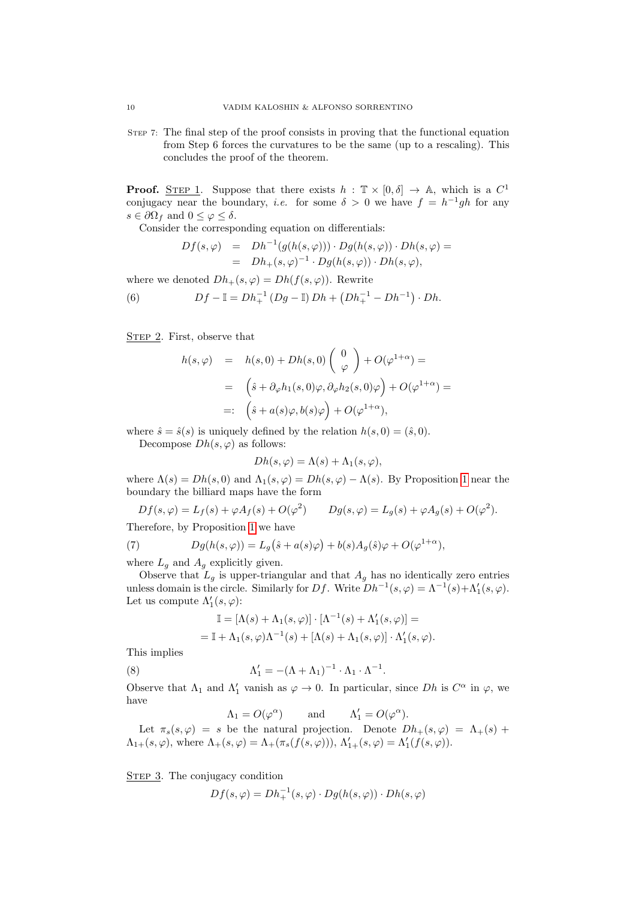STEP 7: The final step of the proof consists in proving that the functional equation from Step 6 forces the curvatures to be the same (up to a rescaling). This concludes the proof of the theorem.

**Proof.** <u>STEP 1</u>. Suppose that there exists $h : \mathbb{T} \times [0, \delta] \to \mathbb{A}$, which is a $C^1$ conjugacy near the boundary, *i.e.* for some $\delta > 0$ we have $f = h^{-1}gh$ for any $s \in \partial\Omega_f$ and $0 \leq \varphi \leq \delta$.

Consider the corresponding equation on differentials:

$$
\begin{aligned}
Df(s,\varphi) &= Dh^{-1}(g(h(s,\varphi))) \cdot Dg(h(s,\varphi)) \cdot Dh(s,\varphi) = \\
&= Dh_+(s,\varphi)^{-1} \cdot Dg(h(s,\varphi)) \cdot Dh(s,\varphi),
\end{aligned}
$$

where we denoted $Dh_+(s,\varphi) = Dh(f(s,\varphi))$. Rewrite

$$
Df - \mathbb{I} = Dh_+^{-1}\,(Dg - \mathbb{I})\,Dh + \left(Dh_+^{-1} - Dh^{-1}\right) \cdot Dh. \tag{6}
$$

<u>STEP 2</u>. First, observe that

$$
\begin{aligned}
h(s,\varphi) &= h(s,0) + Dh(s,0)\begin{pmatrix} 0 \\ \varphi \end{pmatrix} + O(\varphi^{1+\alpha}) = \\
&= \Big(\hat{s} + \partial_\varphi h_1(s,0)\varphi, \partial_\varphi h_2(s,0)\varphi\Big) + O(\varphi^{1+\alpha}) = \\
&=: \Big(\hat{s} + a(s)\varphi, b(s)\varphi\Big) + O(\varphi^{1+\alpha}),
\end{aligned}
$$

where $\hat{s} = \hat{s}(s)$ is uniquely defined by the relation $h(s,0) = (\hat{s}, 0)$.

Decompose $Dh(s,\varphi)$ as follows:

$$
Dh(s,\varphi) = \Lambda(s) + \Lambda_1(s,\varphi),
$$

where $\Lambda(s) = Dh(s,0)$ and $\Lambda_1(s,\varphi) = Dh(s,\varphi) - \Lambda(s)$. By Proposition 1 near the boundary the billiard maps have the form

$$
Df(s,\varphi) = L_f(s) + \varphi A_f(s) + O(\varphi^2) \qquad Dg(s,\varphi) = L_g(s) + \varphi A_g(s) + O(\varphi^2).
$$

Therefore, by Proposition 1 we have

$$
Dg(h(s,\varphi)) = L_g\big(\hat{s} + a(s)\varphi\big) + b(s)A_g(\hat{s})\varphi + O(\varphi^{1+\alpha}), \tag{7}
$$

where $L_g$ and $A_g$ explicitly given.

Observe that $L_g$ is upper-triangular and that $A_g$ has no identically zero entries unless domain is the circle. Similarly for $Df$. Write $Dh^{-1}(s,\varphi) = \Lambda^{-1}(s) + \Lambda_1'(s,\varphi)$. Let us compute $\Lambda_1'(s,\varphi)$:

$$
\begin{aligned}
\mathbb{I} &= [\Lambda(s) + \Lambda_1(s,\varphi)] \cdot [\Lambda^{-1}(s) + \Lambda_1'(s,\varphi)] = \\
&= \mathbb{I} + \Lambda_1(s,\varphi)\Lambda^{-1}(s) + [\Lambda(s) + \Lambda_1(s,\varphi)] \cdot \Lambda_1'(s,\varphi).
\end{aligned}
$$

This implies

$$
\Lambda_1' = -(\Lambda + \Lambda_1)^{-1} \cdot \Lambda_1 \cdot \Lambda^{-1}. \tag{8}
$$

Observe that $\Lambda_1$ and $\Lambda_1'$ vanish as $\varphi \to 0$. In particular, since $Dh$ is $C^\alpha$ in $\varphi$, we have

$$
\Lambda_1 = O(\varphi^\alpha) \qquad \text{and} \qquad \Lambda_1' = O(\varphi^\alpha).
$$

Let $\pi_s(s,\varphi) = s$ be the natural projection. Denote $Dh_+(s,\varphi) = \Lambda_+(s) + \Lambda_{1+}(s,\varphi)$, where $\Lambda_+(s,\varphi) = \Lambda_+(\pi_s(f(s,\varphi)))$, $\Lambda_{1+}'(s,\varphi) = \Lambda_1'(f(s,\varphi))$.

<u>STEP 3</u>. The conjugacy condition

$$
Df(s,\varphi) = Dh_+^{-1}(s,\varphi) \cdot Dg(h(s,\varphi)) \cdot Dh(s,\varphi)
$$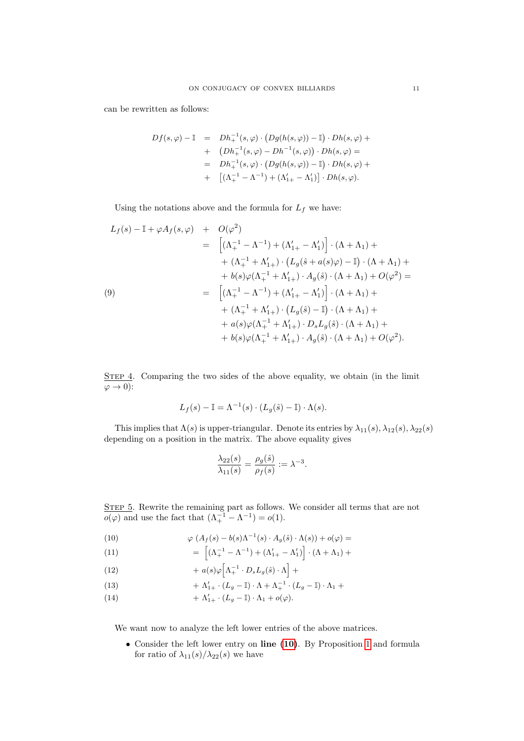can be rewritten as follows:

$$
\begin{aligned}
Df(s,\varphi)-\mathbb{I} &= Dh_+^{-1}(s,\varphi)\cdot\big(Dg(h(s,\varphi))-\mathbb{I}\big)\cdot Dh(s,\varphi)+\\
&+ \big(Dh_+^{-1}(s,\varphi)-Dh^{-1}(s,\varphi)\big)\cdot Dh(s,\varphi)=\\
&= Dh_+^{-1}(s,\varphi)\cdot\big(Dg(h(s,\varphi))-\mathbb{I}\big)\cdot Dh(s,\varphi)+\\
&+ \big[(\Lambda_+^{-1}-\Lambda^{-1})+(\Lambda_{1+}'-\Lambda_1')\big]\cdot Dh(s,\varphi).
\end{aligned}
$$

Using the notations above and the formula for $L_f$ we have:

$$
\begin{aligned}
L_f(s)-\mathbb{I}+\varphi A_f(s,\varphi) &+ O(\varphi^2)\\
&= \Big[(\Lambda_+^{-1}-\Lambda^{-1})+(\Lambda_{1+}'-\Lambda_1')\Big]\cdot(\Lambda+\Lambda_1)+\\
&\quad+(\Lambda_+^{-1}+\Lambda_{1+}')\cdot\big(L_g(\hat{s}+a(s)\varphi)-\mathbb{I}\big)\cdot(\Lambda+\Lambda_1)+\\
&\quad+b(s)\varphi(\Lambda_+^{-1}+\Lambda_{1+}')\cdot A_g(\hat{s})\cdot(\Lambda+\Lambda_1)+O(\varphi^2)=\\
&= \Big[(\Lambda_+^{-1}-\Lambda^{-1})+(\Lambda_{1+}'-\Lambda_1')\Big]\cdot(\Lambda+\Lambda_1)+\\
&\quad+(\Lambda_+^{-1}+\Lambda_{1+}')\cdot\big(L_g(\hat{s})-\mathbb{I}\big)\cdot(\Lambda+\Lambda_1)+\\
&\quad+a(s)\varphi(\Lambda_+^{-1}+\Lambda_{1+}')\cdot D_sL_g(\hat{s})\cdot(\Lambda+\Lambda_1)+\\
&\quad+b(s)\varphi(\Lambda_+^{-1}+\Lambda_{1+}')\cdot A_g(\hat{s})\cdot(\Lambda+\Lambda_1)+O(\varphi^2).
\end{aligned}
\tag{9}
$$

STEP 4. Comparing the two sides of the above equality, we obtain (in the limit $\varphi\to 0$):

$$
L_f(s)-\mathbb{I}=\Lambda^{-1}(s)\cdot(L_g(\hat{s})-\mathbb{I})\cdot\Lambda(s).
$$

This implies that $\Lambda(s)$ is upper-triangular. Denote its entries by $\lambda_{11}(s),\lambda_{12}(s),\lambda_{22}(s)$ depending on a position in the matrix. The above equality gives

$$
\frac{\lambda_{22}(s)}{\lambda_{11}(s)}=\frac{\rho_g(\hat{s})}{\rho_f(s)}:=\lambda^{-3}.
$$

STEP 5. Rewrite the remaining part as follows. We consider all terms that are not $o(\varphi)$ and use the fact that $(\Lambda_+^{-1}-\Lambda^{-1})=o(1)$.

$$
\varphi\,\big(A_f(s)-b(s)\Lambda^{-1}(s)\cdot A_g(\hat{s})\cdot\Lambda(s)\big)+o(\varphi)= \tag{10}
$$

$$
=\Big[(\Lambda_+^{-1}-\Lambda^{-1})+(\Lambda_{1+}'-\Lambda_1')\Big]\cdot(\Lambda+\Lambda_1)+ \tag{11}
$$

$$
+\,a(s)\varphi\Big[\Lambda_+^{-1}\cdot D_sL_g(\hat{s})\cdot\Lambda\Big]+ \tag{12}
$$

$$
+\,\Lambda_{1+}'\cdot(L_g-\mathbb{I})\cdot\Lambda+\Lambda_+^{-1}\cdot(L_g-\mathbb{I})\cdot\Lambda_1+ \tag{13}
$$

$$
+\,\Lambda_{1+}'\cdot(L_g-\mathbb{I})\cdot\Lambda_1+o(\varphi). \tag{14}
$$

We want now to analyze the left lower entries of the above matrices.

- Consider the left lower entry on **line (10)**. By Proposition 1 and formula for ratio of $\lambda_{11}(s)/\lambda_{22}(s)$ we have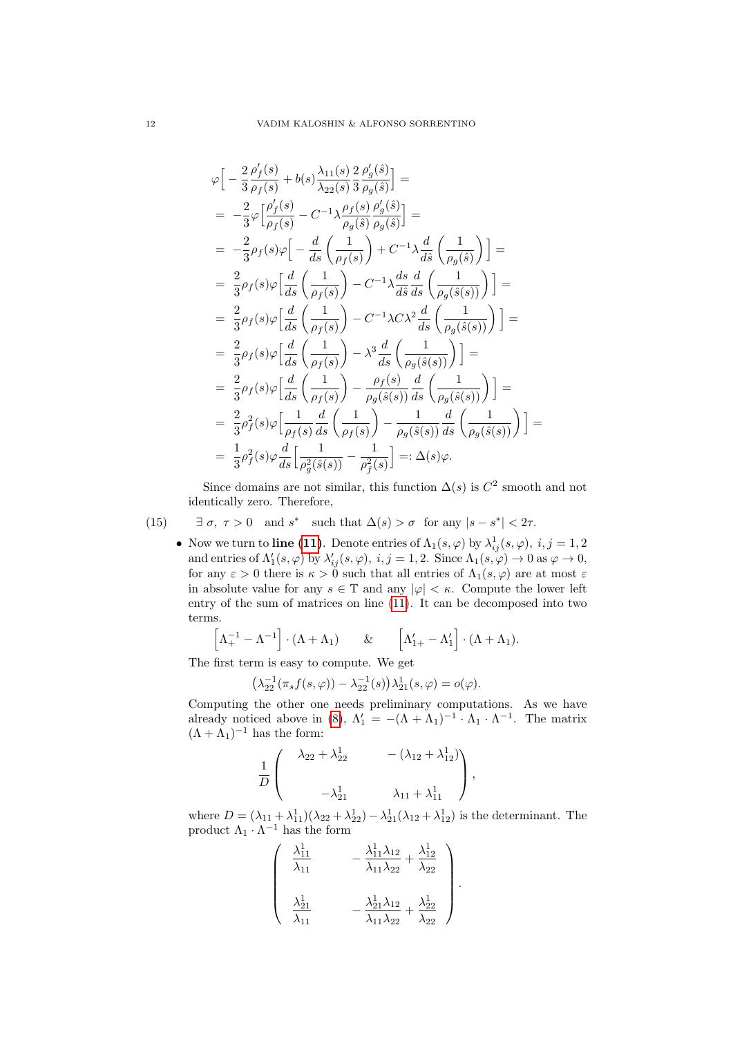$$
\begin{aligned}
&\varphi\Big[-\frac{2}{3}\frac{\rho_f'(s)}{\rho_f(s)}+b(s)\frac{\lambda_{11}(s)}{\lambda_{22}(s)}\frac{2}{3}\frac{\rho_g'(\hat s)}{\rho_g(\hat s)}\Big]=\\
&= -\frac{2}{3}\varphi\Big[\frac{\rho_f'(s)}{\rho_f(s)}-C^{-1}\lambda\frac{\rho_f(s)}{\rho_g(\hat s)}\frac{\rho_g'(\hat s)}{\rho_g(\hat s)}\Big]=\\
&= -\frac{2}{3}\rho_f(s)\varphi\Big[-\frac{d}{ds}\left(\frac{1}{\rho_f(s)}\right)+C^{-1}\lambda\frac{d}{d\hat s}\left(\frac{1}{\rho_g(\hat s)}\right)\Big]=\\
&= \frac{2}{3}\rho_f(s)\varphi\Big[\frac{d}{ds}\left(\frac{1}{\rho_f(s)}\right)-C^{-1}\lambda\frac{ds}{d\hat s}\frac{d}{ds}\left(\frac{1}{\rho_g(\hat s(s))}\right)\Big]=\\
&= \frac{2}{3}\rho_f(s)\varphi\Big[\frac{d}{ds}\left(\frac{1}{\rho_f(s)}\right)-C^{-1}\lambda C\lambda^2\frac{d}{ds}\left(\frac{1}{\rho_g(\hat s(s))}\right)\Big]=\\
&= \frac{2}{3}\rho_f(s)\varphi\Big[\frac{d}{ds}\left(\frac{1}{\rho_f(s)}\right)-\lambda^3\frac{d}{ds}\left(\frac{1}{\rho_g(\hat s(s))}\right)\Big]=\\
&= \frac{2}{3}\rho_f(s)\varphi\Big[\frac{d}{ds}\left(\frac{1}{\rho_f(s)}\right)-\frac{\rho_f(s)}{\rho_g(\hat s(s))}\frac{d}{ds}\left(\frac{1}{\rho_g(\hat s(s))}\right)\Big]=\\
&= \frac{2}{3}\rho_f^2(s)\varphi\Big[\frac{1}{\rho_f(s)}\frac{d}{ds}\left(\frac{1}{\rho_f(s)}\right)-\frac{1}{\rho_g(\hat s(s))}\frac{d}{ds}\left(\frac{1}{\rho_g(\hat s(s))}\right)\Big]=\\
&= \frac{1}{3}\rho_f^2(s)\varphi\frac{d}{ds}\Big[\frac{1}{\rho_g^2(\hat s(s))}-\frac{1}{\rho_f^2(s)}\Big]=:\Delta(s)\varphi.
\end{aligned}
$$

Since domains are not similar, this function $\Delta(s)$ is $C^2$ smooth and not identically zero. Therefore,

$$
\exists\ \sigma,\ \tau>0 \quad \text{and } s^* \quad \text{such that } \Delta(s)>\sigma \ \text{ for any } |s-s^*|<2\tau. \tag{15}
$$

- Now we turn to **line (11)**. Denote entries of $\Lambda_1(s,\varphi)$ by $\lambda_{ij}^1(s,\varphi),\ i,j=1,2$ and entries of $\Lambda_1'(s,\varphi)$ by $\lambda_{ij}'(s,\varphi),\ i,j=1,2$. Since $\Lambda_1(s,\varphi)\to 0$ as $\varphi\to 0$, for any $\varepsilon>0$ there is $\kappa>0$ such that all entries of $\Lambda_1(s,\varphi)$ are at most $\varepsilon$ in absolute value for any $s\in\mathbb{T}$ and any $|\varphi|<\kappa$. Compute the lower left entry of the sum of matrices on line (11). It can be decomposed into two terms.

$$
\Big[\Lambda_+^{-1}-\Lambda^{-1}\Big]\cdot(\Lambda+\Lambda_1) \qquad \& \qquad \Big[\Lambda_{1+}'-\Lambda_1'\Big]\cdot(\Lambda+\Lambda_1).
$$

The first term is easy to compute. We get

$$
\left(\lambda_{22}^{-1}(\pi_s f(s,\varphi))-\lambda_{22}^{-1}(s)\right)\lambda_{21}^1(s,\varphi)=o(\varphi).
$$

Computing the other one needs preliminary computations. As we have already noticed above in (8), $\Lambda_1'=-(\Lambda+\Lambda_1)^{-1}\cdot\Lambda_1\cdot\Lambda^{-1}$. The matrix $(\Lambda+\Lambda_1)^{-1}$ has the form:

$$
\frac{1}{D}\begin{pmatrix} \lambda_{22}+\lambda_{22}^1 & -\left(\lambda_{12}+\lambda_{12}^1\right) \\ \\ -\lambda_{21}^1 & \lambda_{11}+\lambda_{11}^1 \end{pmatrix},
$$

where $D=(\lambda_{11}+\lambda_{11}^1)(\lambda_{22}+\lambda_{22}^1)-\lambda_{21}^1(\lambda_{12}+\lambda_{12}^1)$ is the determinant. The product $\Lambda_1\cdot\Lambda^{-1}$ has the form

$$
\begin{pmatrix} \dfrac{\lambda_{11}^1}{\lambda_{11}} & -\dfrac{\lambda_{11}^1\lambda_{12}}{\lambda_{11}\lambda_{22}}+\dfrac{\lambda_{12}^1}{\lambda_{22}} \\ \\ \dfrac{\lambda_{21}^1}{\lambda_{11}} & -\dfrac{\lambda_{21}^1\lambda_{12}}{\lambda_{11}\lambda_{22}}+\dfrac{\lambda_{22}^1}{\lambda_{22}} \end{pmatrix}.
$$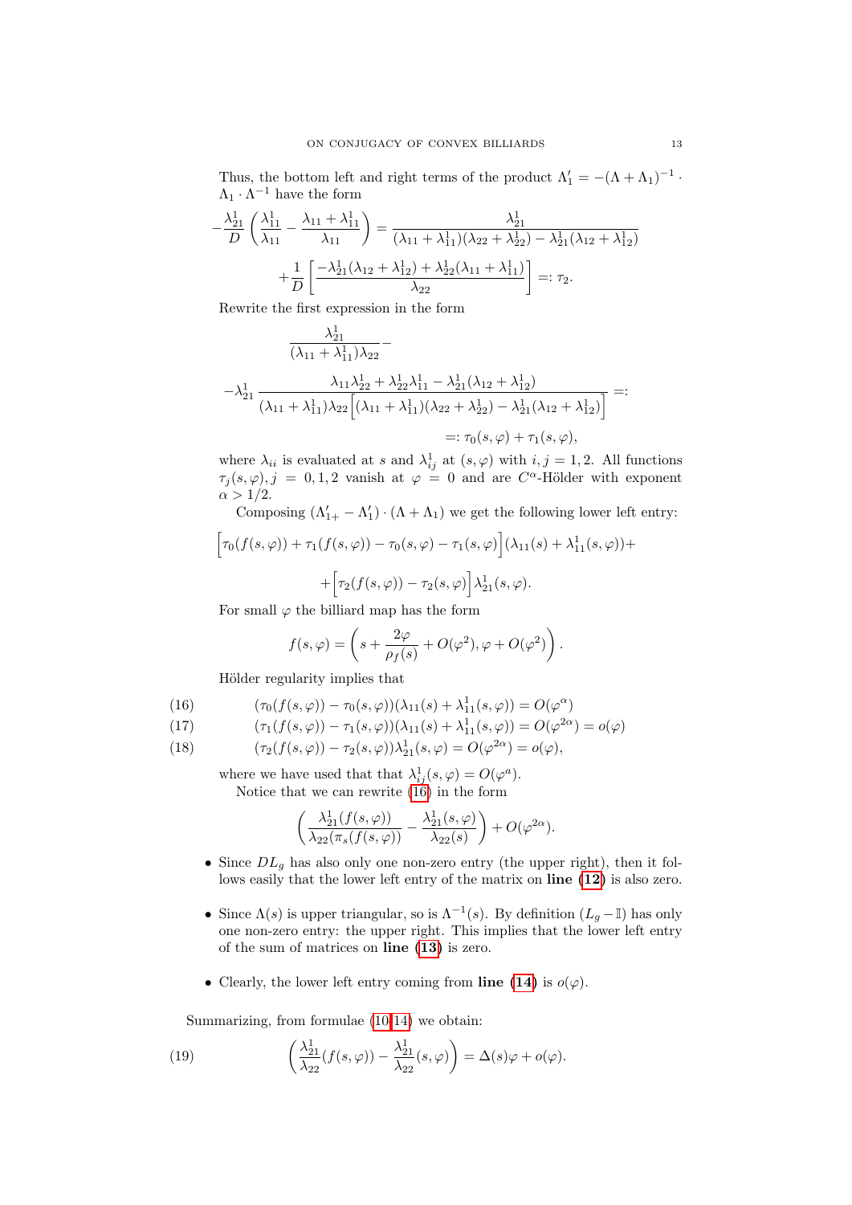Thus, the bottom left and right terms of the product $\Lambda_1' = -(\Lambda + \Lambda_1)^{-1} \cdot \Lambda_1 \cdot \Lambda^{-1}$ have the form

$$-\frac{\lambda_{21}^1}{D}\left(\frac{\lambda_{11}^1}{\lambda_{11}} - \frac{\lambda_{11}+\lambda_{11}^1}{\lambda_{11}}\right) = \frac{\lambda_{21}^1}{(\lambda_{11}+\lambda_{11}^1)(\lambda_{22}+\lambda_{22}^1) - \lambda_{21}^1(\lambda_{12}+\lambda_{12}^1)}$$

$$+\frac{1}{D}\left[\frac{-\lambda_{21}^1(\lambda_{12}+\lambda_{12}^1) + \lambda_{22}^1(\lambda_{11}+\lambda_{11}^1)}{\lambda_{22}}\right] =: \tau_2.$$

Rewrite the first expression in the form

$$\frac{\lambda_{21}^1}{(\lambda_{11}+\lambda_{11}^1)\lambda_{22}} -$$

$$-\lambda_{21}^1 \frac{\lambda_{11}\lambda_{22}^1 + \lambda_{22}^1\lambda_{11}^1 - \lambda_{21}^1(\lambda_{12}+\lambda_{12}^1)}{(\lambda_{11}+\lambda_{11}^1)\lambda_{22}\Big[(\lambda_{11}+\lambda_{11}^1)(\lambda_{22}+\lambda_{22}^1) - \lambda_{21}^1(\lambda_{12}+\lambda_{12}^1)\Big]} =:$$

$$=: \tau_0(s,\varphi) + \tau_1(s,\varphi),$$

where $\lambda_{ii}$ is evaluated at $s$ and $\lambda_{ij}^1$ at $(s,\varphi)$ with $i,j=1,2$. All functions $\tau_j(s,\varphi), j=0,1,2$ vanish at $\varphi=0$ and are $C^\alpha$-Hölder with exponent $\alpha > 1/2$.

Composing $(\Lambda_{1+}' - \Lambda_1')\cdot(\Lambda+\Lambda_1)$ we get the following lower left entry:

$$\Big[\tau_0(f(s,\varphi)) + \tau_1(f(s,\varphi)) - \tau_0(s,\varphi) - \tau_1(s,\varphi)\Big](\lambda_{11}(s) + \lambda_{11}^1(s,\varphi)) +$$

$$+\Big[\tau_2(f(s,\varphi)) - \tau_2(s,\varphi)\Big]\lambda_{21}^1(s,\varphi).$$

For small $\varphi$ the billiard map has the form

$$f(s,\varphi) = \left(s + \frac{2\varphi}{\rho_f(s)} + O(\varphi^2), \varphi + O(\varphi^2)\right).$$

Hölder regularity implies that

$$(\tau_0(f(s,\varphi)) - \tau_0(s,\varphi))(\lambda_{11}(s) + \lambda_{11}^1(s,\varphi)) = O(\varphi^\alpha) \tag{16}$$

$$(\tau_1(f(s,\varphi)) - \tau_1(s,\varphi))(\lambda_{11}(s) + \lambda_{11}^1(s,\varphi)) = O(\varphi^{2\alpha}) = o(\varphi) \tag{17}$$

$$(\tau_2(f(s,\varphi)) - \tau_2(s,\varphi))\lambda_{21}^1(s,\varphi) = O(\varphi^{2\alpha}) = o(\varphi), \tag{18}$$

where we have used that that $\lambda_{ij}^1(s,\varphi) = O(\varphi^a)$.

Notice that we can rewrite (16) in the form

$$\left(\frac{\lambda_{21}^1(f(s,\varphi))}{\lambda_{22}(\pi_s(f(s,\varphi))} - \frac{\lambda_{21}^1(s,\varphi)}{\lambda_{22}(s)}\right) + O(\varphi^{2\alpha}).$$

- Since $DL_g$ has also only one non-zero entry (the upper right), then it follows easily that the lower left entry of the matrix on **line (12)** is also zero.
- Since $\Lambda(s)$ is upper triangular, so is $\Lambda^{-1}(s)$. By definition $(L_g - \mathbb{I})$ has only one non-zero entry: the upper right. This implies that the lower left entry of the sum of matrices on **line (13)** is zero.
- Clearly, the lower left entry coming from **line (14)** is $o(\varphi)$.

Summarizing, from formulae (10-14) we obtain:

$$\left(\frac{\lambda_{21}^1}{\lambda_{22}}(f(s,\varphi)) - \frac{\lambda_{21}^1}{\lambda_{22}}(s,\varphi)\right) = \Delta(s)\varphi + o(\varphi). \tag{19}$$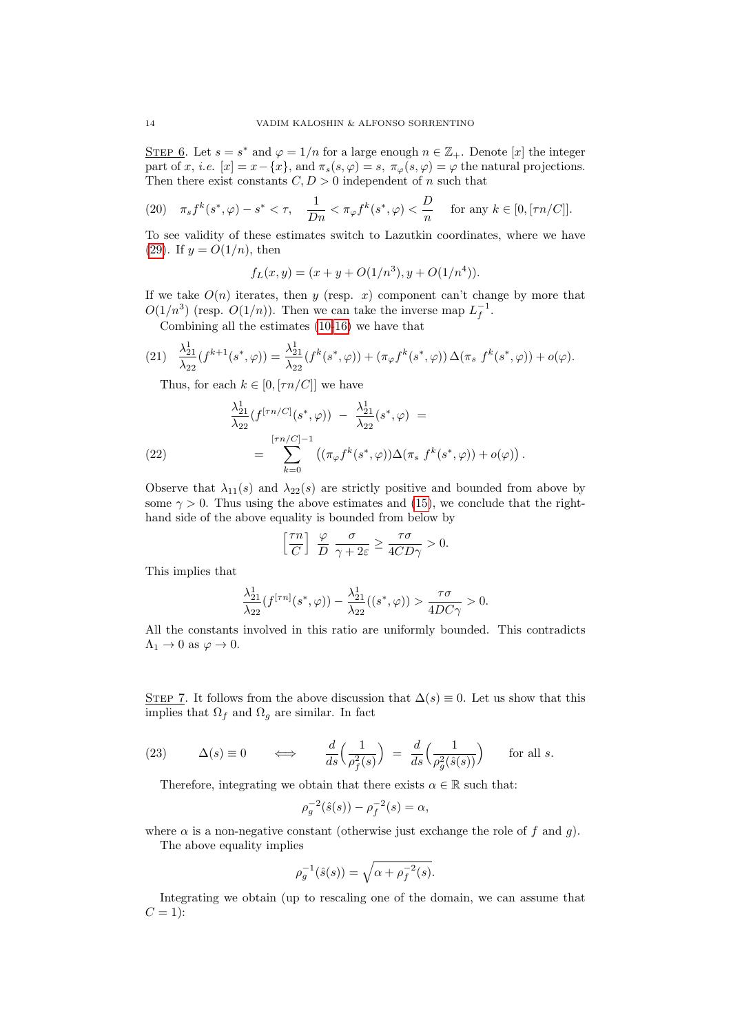Step 6. Let $s = s^*$ and $\varphi = 1/n$ for a large enough $n \in \mathbb{Z}_+$. Denote $[x]$ the integer part of $x$, *i.e.* $[x] = x - \{x\}$, and $\pi_s(s,\varphi) = s$, $\pi_\varphi(s,\varphi) = \varphi$ the natural projections. Then there exist constants $C, D > 0$ independent of $n$ such that

$$
\pi_s f^k(s^*,\varphi) - s^* < \tau, \quad \frac{1}{Dn} < \pi_\varphi f^k(s^*,\varphi) < \frac{D}{n} \quad \text{for any } k \in [0, [\tau n/C]]. \tag{20}
$$

To see validity of these estimates switch to Lazutkin coordinates, where we have (29). If $y = O(1/n)$, then

$$
f_L(x,y) = (x + y + O(1/n^3), y + O(1/n^4)).
$$

If we take $O(n)$ iterates, then $y$ (resp. $x$) component can't change by more that $O(1/n^3)$ (resp. $O(1/n)$). Then we can take the inverse map $L_f^{-1}$.

Combining all the estimates (10-16) we have that

$$
\frac{\lambda_{21}^1}{\lambda_{22}}(f^{k+1}(s^*,\varphi)) = \frac{\lambda_{21}^1}{\lambda_{22}}(f^k(s^*,\varphi)) + (\pi_\varphi f^k(s^*,\varphi))\,\Delta(\pi_s\ f^k(s^*,\varphi)) + o(\varphi). \tag{21}
$$

Thus, for each $k \in [0, [\tau n/C]]$ we have

$$
\begin{aligned}
&\frac{\lambda_{21}^1}{\lambda_{22}}(f^{[\tau n/C]}(s^*,\varphi)) \ - \ \frac{\lambda_{21}^1}{\lambda_{22}}(s^*,\varphi) \ = \\
&\qquad = \sum_{k=0}^{[\tau n/C]-1} \left( (\pi_\varphi f^k(s^*,\varphi))\Delta(\pi_s\ f^k(s^*,\varphi)) + o(\varphi) \right).
\end{aligned} \tag{22}
$$

Observe that $\lambda_{11}(s)$ and $\lambda_{22}(s)$ are strictly positive and bounded from above by some $\gamma > 0$. Thus using the above estimates and (15), we conclude that the right-hand side of the above equality is bounded from below by

$$
\left[\frac{\tau n}{C}\right]\ \frac{\varphi}{D}\ \frac{\sigma}{\gamma + 2\varepsilon} \geq \frac{\tau\sigma}{4CD\gamma} > 0.
$$

This implies that

$$
\frac{\lambda_{21}^1}{\lambda_{22}}(f^{[\tau n]}(s^*,\varphi)) - \frac{\lambda_{21}^1}{\lambda_{22}}((s^*,\varphi)) > \frac{\tau\sigma}{4DC\gamma} > 0.
$$

All the constants involved in this ratio are uniformly bounded. This contradicts $\Lambda_1 \to 0$ as $\varphi \to 0$.

Step 7. It follows from the above discussion that $\Delta(s) \equiv 0$. Let us show that this implies that $\Omega_f$ and $\Omega_g$ are similar. In fact

$$
\Delta(s) \equiv 0 \qquad \Longleftrightarrow \qquad \frac{d}{ds}\Big(\frac{1}{\rho_f^2(s)}\Big) \ = \ \frac{d}{ds}\Big(\frac{1}{\rho_g^2(\hat{s}(s))}\Big) \qquad \text{for all } s. \tag{23}
$$

Therefore, integrating we obtain that there exists $\alpha \in \mathbb{R}$ such that:

$$
\rho_g^{-2}(\hat{s}(s)) - \rho_f^{-2}(s) = \alpha,
$$

where $\alpha$ is a non-negative constant (otherwise just exchange the role of $f$ and $g$).

The above equality implies

$$
\rho_g^{-1}(\hat{s}(s)) = \sqrt{\alpha + \rho_f^{-2}(s)}.
$$

Integrating we obtain (up to rescaling one of the domain, we can assume that $C = 1$):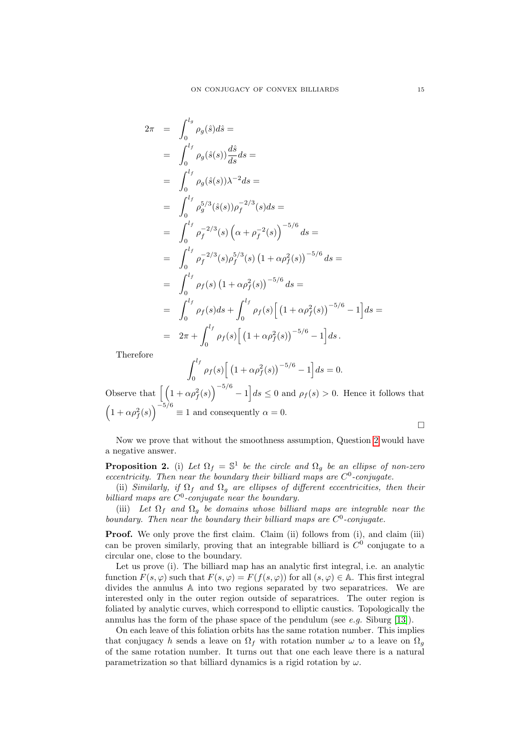$$
\begin{aligned}
2\pi &= \int_0^{l_g} \rho_g(\hat{s}) d\hat{s} = \\
&= \int_0^{l_f} \rho_g(\hat{s}(s)) \frac{d\hat{s}}{ds} ds = \\
&= \int_0^{l_f} \rho_g(\hat{s}(s)) \lambda^{-2} ds = \\
&= \int_0^{l_f} \rho_g^{5/3}(\hat{s}(s)) \rho_f^{-2/3}(s) ds = \\
&= \int_0^{l_f} \rho_f^{-2/3}(s) \left(\alpha + \rho_f^{-2}(s)\right)^{-5/6} ds = \\
&= \int_0^{l_f} \rho_f^{-2/3}(s) \rho_f^{5/3}(s) \left(1 + \alpha \rho_f^2(s)\right)^{-5/6} ds = \\
&= \int_0^{l_f} \rho_f(s) \left(1 + \alpha \rho_f^2(s)\right)^{-5/6} ds = \\
&= \int_0^{l_f} \rho_f(s) ds + \int_0^{l_f} \rho_f(s) \Big[ \left(1 + \alpha \rho_f^2(s)\right)^{-5/6} - 1 \Big] ds = \\
&= 2\pi + \int_0^{l_f} \rho_f(s) \Big[ \left(1 + \alpha \rho_f^2(s)\right)^{-5/6} - 1 \Big] ds .
\end{aligned}
$$

Therefore

$$
\int_0^{l_f} \rho_f(s) \Big[ \left(1 + \alpha \rho_f^2(s)\right)^{-5/6} - 1 \Big] ds = 0.
$$

Observe that $\Big[ \left(1 + \alpha \rho_f^2(s)\right)^{-5/6} - 1 \Big] ds \leq 0$ and $\rho_f(s) > 0$. Hence it follows that $\left(1 + \alpha \rho_f^2(s)\right)^{-5/6} \equiv 1$ and consequently $\alpha = 0$.

□

Now we prove that without the smoothness assumption, Question 2 would have a negative answer.

**Proposition 2.** (i) *Let $\Omega_f = \mathbb{S}^1$ be the circle and $\Omega_g$ be an ellipse of non-zero eccentricity. Then near the boundary their billiard maps are $C^0$-conjugate.*

(ii) *Similarly, if $\Omega_f$ and $\Omega_g$ are ellipses of different eccentricities, then their billiard maps are $C^0$-conjugate near the boundary.*

(iii) *Let $\Omega_f$ and $\Omega_g$ be domains whose billiard maps are integrable near the boundary. Then near the boundary their billiard maps are $C^0$-conjugate.*

**Proof.** We only prove the first claim. Claim (ii) follows from (i), and claim (iii) can be proven similarly, proving that an integrable billiard is $C^0$ conjugate to a circular one, close to the boundary.

Let us prove (i). The billiard map has an analytic first integral, i.e. an analytic function $F(s, \varphi)$ such that $F(s, \varphi) = F(f(s, \varphi))$ for all $(s, \varphi) \in \mathbb{A}$. This first integral divides the annulus $\mathbb{A}$ into two regions separated by two separatrices. We are interested only in the outer region outside of separatrices. The outer region is foliated by analytic curves, which correspond to elliptic caustics. Topologically the annulus has the form of the phase space of the pendulum (see *e.g.* Siburg [13]).

On each leave of this foliation orbits has the same rotation number. This implies that conjugacy $h$ sends a leave on $\Omega_f$ with rotation number $\omega$ to a leave on $\Omega_g$ of the same rotation number. It turns out that one each leave there is a natural parametrization so that billiard dynamics is a rigid rotation by $\omega$.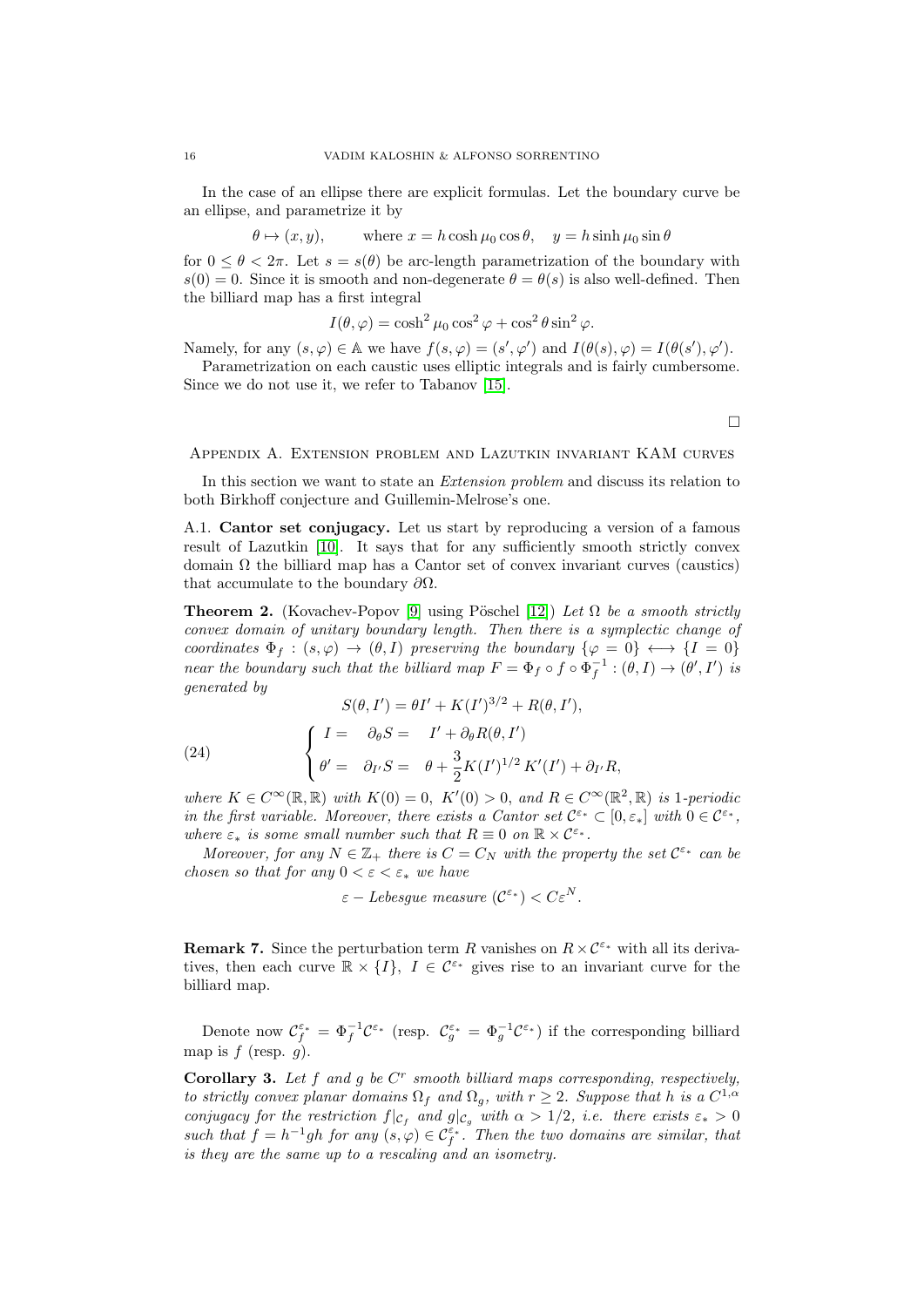In the case of an ellipse there are explicit formulas. Let the boundary curve be an ellipse, and parametrize it by

$$\theta \mapsto (x, y), \qquad \text{where } x = h\cosh\mu_0 \cos\theta, \quad y = h \sinh\mu_0 \sin\theta$$

for $0 \le \theta < 2\pi$. Let $s = s(\theta)$ be arc-length parametrization of the boundary with $s(0) = 0$. Since it is smooth and non-degenerate $\theta = \theta(s)$ is also well-defined. Then the billiard map has a first integral

$$I(\theta, \varphi) = \cosh^2 \mu_0 \cos^2 \varphi + \cos^2 \theta \sin^2 \varphi.$$

Namely, for any $(s, \varphi) \in \mathbb{A}$ we have $f(s, \varphi) = (s', \varphi')$ and $I(\theta(s), \varphi) = I(\theta(s'), \varphi')$.

Parametrization on each caustic uses elliptic integrals and is fairly cumbersome. Since we do not use it, we refer to Tabanov [15].

□

## Appendix A. Extension problem and Lazutkin invariant KAM curves

In this section we want to state an *Extension problem* and discuss its relation to both Birkhoff conjecture and Guillemin-Melrose's one.

A.1. **Cantor set conjugacy.** Let us start by reproducing a version of a famous result of Lazutkin [10]. It says that for any sufficiently smooth strictly convex domain $\Omega$ the billiard map has a Cantor set of convex invariant curves (caustics) that accumulate to the boundary $\partial\Omega$.

**Theorem 2.** (Kovachev-Popov [9] using Pöschel [12]) *Let $\Omega$ be a smooth strictly convex domain of unitary boundary length. Then there is a symplectic change of coordinates $\Phi_f : (s, \varphi) \to (\theta, I)$ preserving the boundary $\{\varphi = 0\} \longleftrightarrow \{I = 0\}$ near the boundary such that the billiard map $F = \Phi_f \circ f \circ \Phi_f^{-1} : (\theta, I) \to (\theta', I')$ is generated by*

$$S(\theta, I') = \theta I' + K(I')^{3/2} + R(\theta, I'),$$

$$\begin{cases} I = \quad \partial_\theta S = \quad I' + \partial_\theta R(\theta, I') \\[2mm] \theta' = \quad \partial_{I'} S = \quad \theta + \dfrac{3}{2} K(I')^{1/2} \, K'(I') + \partial_{I'} R, \end{cases} \tag{24}$$

*where $K \in C^\infty(\mathbb{R}, \mathbb{R})$ with $K(0) = 0$, $K'(0) > 0$, and $R \in C^\infty(\mathbb{R}^2, \mathbb{R})$ is 1-periodic in the first variable. Moreover, there exists a Cantor set $\mathcal{C}^{\varepsilon_*} \subset [0, \varepsilon_*]$ with $0 \in \mathcal{C}^{\varepsilon_*}$, where $\varepsilon_*$ is some small number such that $R \equiv 0$ on $\mathbb{R} \times \mathcal{C}^{\varepsilon_*}$.*

*Moreover, for any $N \in \mathbb{Z}_+$ there is $C = C_N$ with the property the set $\mathcal{C}^{\varepsilon_*}$ can be chosen so that for any $0 < \varepsilon < \varepsilon_*$ we have*

$$\varepsilon - \textit{Lebesgue measure } (\mathcal{C}^{\varepsilon_*}) < C\varepsilon^N.$$

**Remark 7.** Since the perturbation term $R$ vanishes on $R \times \mathcal{C}^{\varepsilon_*}$ with all its derivatives, then each curve $\mathbb{R} \times \{I\}$, $I \in \mathcal{C}^{\varepsilon_*}$ gives rise to an invariant curve for the billiard map.

Denote now $\mathcal{C}_f^{\varepsilon_*} = \Phi_f^{-1} \mathcal{C}^{\varepsilon_*}$ (resp. $\mathcal{C}_g^{\varepsilon_*} = \Phi_g^{-1} \mathcal{C}^{\varepsilon_*}$) if the corresponding billiard map is $f$ (resp. $g$).

**Corollary 3.** *Let $f$ and $g$ be $C^r$ smooth billiard maps corresponding, respectively, to strictly convex planar domains $\Omega_f$ and $\Omega_g$, with $r \ge 2$. Suppose that $h$ is a $C^{1,\alpha}$ conjugacy for the restriction $f|_{\mathcal{C}_f}$ and $g|_{\mathcal{C}_g}$ with $\alpha > 1/2$, i.e. there exists $\varepsilon_* > 0$ such that $f = h^{-1} g h$ for any $(s, \varphi) \in \mathcal{C}_f^{\varepsilon_*}$. Then the two domains are similar, that is they are the same up to a rescaling and an isometry.*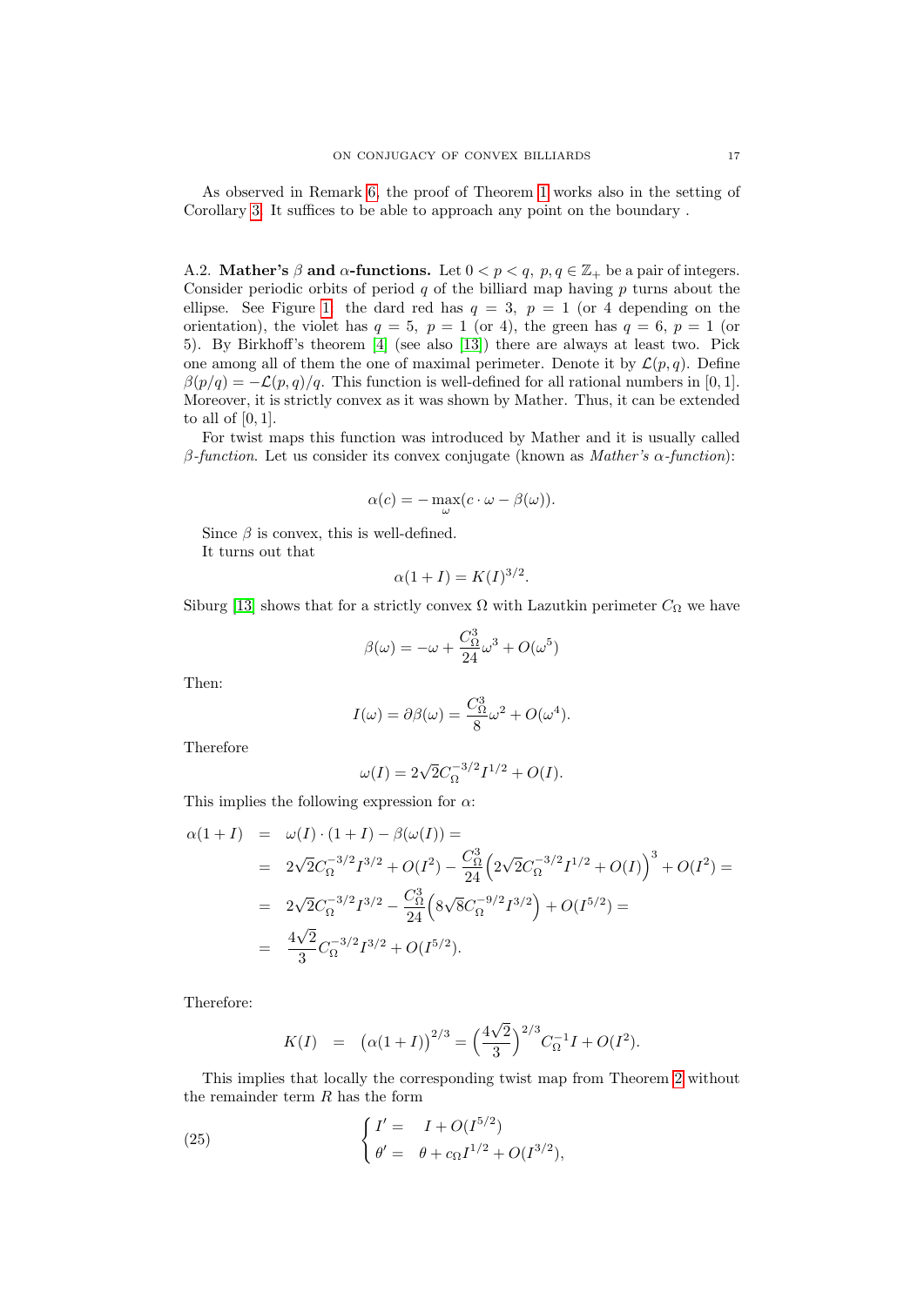As observed in Remark 6, the proof of Theorem 1 works also in the setting of Corollary 3. It suffices to be able to approach any point on the boundary .

A.2. **Mather's $\beta$ and $\alpha$-functions.** Let $0 < p < q,\ p, q \in \mathbb{Z}_+$ be a pair of integers. Consider periodic orbits of period $q$ of the billiard map having $p$ turns about the ellipse. See Figure 1: the dard red has $q = 3,\ p = 1$ (or 4 depending on the orientation), the violet has $q = 5,\ p = 1$ (or 4), the green has $q = 6,\ p = 1$ (or 5). By Birkhoff's theorem [4] (see also [13]) there are always at least two. Pick one among all of them the one of maximal perimeter. Denote it by $\mathcal{L}(p, q)$. Define $\beta(p/q) = -\mathcal{L}(p, q)/q$. This function is well-defined for all rational numbers in $[0, 1]$. Moreover, it is strictly convex as it was shown by Mather. Thus, it can be extended to all of $[0, 1]$.

For twist maps this function was introduced by Mather and it is usually called *$\beta$-function*. Let us consider its convex conjugate (known as *Mather's $\alpha$-function*):

$$\alpha(c) = -\max_{\omega}(c \cdot \omega - \beta(\omega)).$$

Since $\beta$ is convex, this is well-defined.

It turns out that

$$\alpha(1 + I) = K(I)^{3/2}.$$

Siburg [13] shows that for a strictly convex $\Omega$ with Lazutkin perimeter $C_\Omega$ we have

$$\beta(\omega) = -\omega + \frac{C_\Omega^3}{24}\omega^3 + O(\omega^5)$$

Then:

$$I(\omega) = \partial\beta(\omega) = \frac{C_\Omega^3}{8}\omega^2 + O(\omega^4).$$

Therefore

$$\omega(I) = 2\sqrt{2}C_\Omega^{-3/2}I^{1/2} + O(I).$$

This implies the following expression for $\alpha$:

$$\begin{aligned}
\alpha(1 + I) &= \omega(I) \cdot (1 + I) - \beta(\omega(I)) = \\
&= 2\sqrt{2}C_\Omega^{-3/2}I^{3/2} + O(I^2) - \frac{C_\Omega^3}{24}\Big(2\sqrt{2}C_\Omega^{-3/2}I^{1/2} + O(I)\Big)^3 + O(I^2) = \\
&= 2\sqrt{2}C_\Omega^{-3/2}I^{3/2} - \frac{C_\Omega^3}{24}\Big(8\sqrt{8}C_\Omega^{-9/2}I^{3/2}\Big) + O(I^{5/2}) = \\
&= \frac{4\sqrt{2}}{3}C_\Omega^{-3/2}I^{3/2} + O(I^{5/2}).
\end{aligned}$$

Therefore:

$$K(I) \;\; = \;\; \big(\alpha(1 + I)\big)^{2/3} = \Big(\frac{4\sqrt{2}}{3}\Big)^{2/3}C_\Omega^{-1}I + O(I^2).$$

This implies that locally the corresponding twist map from Theorem 2 without the remainder term $R$ has the form

$$\begin{cases} I' = & I + O(I^{5/2}) \\ \theta' = & \theta + c_\Omega I^{1/2} + O(I^{3/2}), \end{cases} \tag{25}$$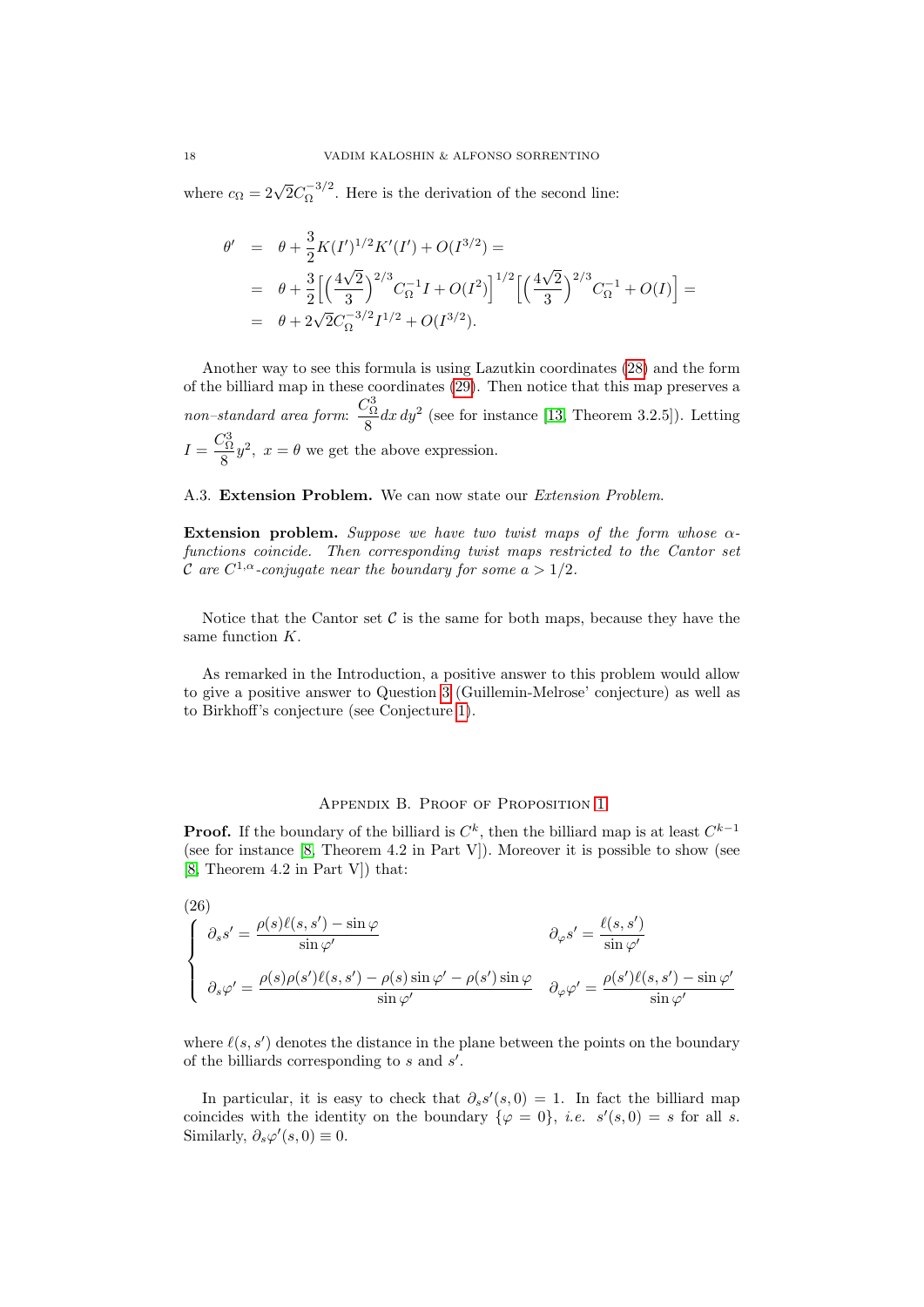where $c_\Omega = 2\sqrt{2}C_\Omega^{-3/2}$. Here is the derivation of the second line:

$$
\begin{aligned}
\theta' &= \theta + \frac{3}{2}K(I')^{1/2}K'(I') + O(I^{3/2}) = \\
&= \theta + \frac{3}{2}\Big[\Big(\frac{4\sqrt{2}}{3}\Big)^{2/3}C_\Omega^{-1}I + O(I^2)\Big]^{1/2}\Big[\Big(\frac{4\sqrt{2}}{3}\Big)^{2/3}C_\Omega^{-1} + O(I)\Big] = \\
&= \theta + 2\sqrt{2}C_\Omega^{-3/2}I^{1/2} + O(I^{3/2}).
\end{aligned}
$$

Another way to see this formula is using Lazutkin coordinates (28) and the form of the billiard map in these coordinates (29). Then notice that this map preserves a *non–standard area form*: $\frac{C_\Omega^3}{8}dx\,dy^2$ (see for instance [13, Theorem 3.2.5]). Letting $I = \frac{C_\Omega^3}{8}y^2$, $x = \theta$ we get the above expression.

A.3. **Extension Problem.** We can now state our *Extension Problem*.

**Extension problem.** *Suppose we have two twist maps of the form whose $\alpha$-functions coincide. Then corresponding twist maps restricted to the Cantor set $\mathcal{C}$ are $C^{1,\alpha}$-conjugate near the boundary for some $a > 1/2$.*

Notice that the Cantor set $\mathcal{C}$ is the same for both maps, because they have the same function $K$.

As remarked in the Introduction, a positive answer to this problem would allow to give a positive answer to Question 3 (Guillemin-Melrose' conjecture) as well as to Birkhoff's conjecture (see Conjecture 1).

## Appendix B. Proof of Proposition 1

**Proof.** If the boundary of the billiard is $C^k$, then the billiard map is at least $C^{k-1}$ (see for instance [8, Theorem 4.2 in Part V]). Moreover it is possible to show (see [8, Theorem 4.2 in Part V]) that:

$$
(26)\qquad
\begin{cases}
\partial_s s' = \dfrac{\rho(s)\ell(s,s') - \sin\varphi}{\sin\varphi'} & \partial_\varphi s' = \dfrac{\ell(s,s')}{\sin\varphi'} \\[2ex]
\partial_s \varphi' = \dfrac{\rho(s)\rho(s')\ell(s,s') - \rho(s)\sin\varphi' - \rho(s')\sin\varphi}{\sin\varphi'} & \partial_\varphi \varphi' = \dfrac{\rho(s')\ell(s,s') - \sin\varphi'}{\sin\varphi'}
\end{cases}
$$

where $\ell(s,s')$ denotes the distance in the plane between the points on the boundary of the billiards corresponding to $s$ and $s'$.

In particular, it is easy to check that $\partial_s s'(s,0) = 1$. In fact the billiard map coincides with the identity on the boundary $\{\varphi = 0\}$, *i.e.* $s'(s,0) = s$ for all $s$. Similarly, $\partial_s\varphi'(s,0) \equiv 0$.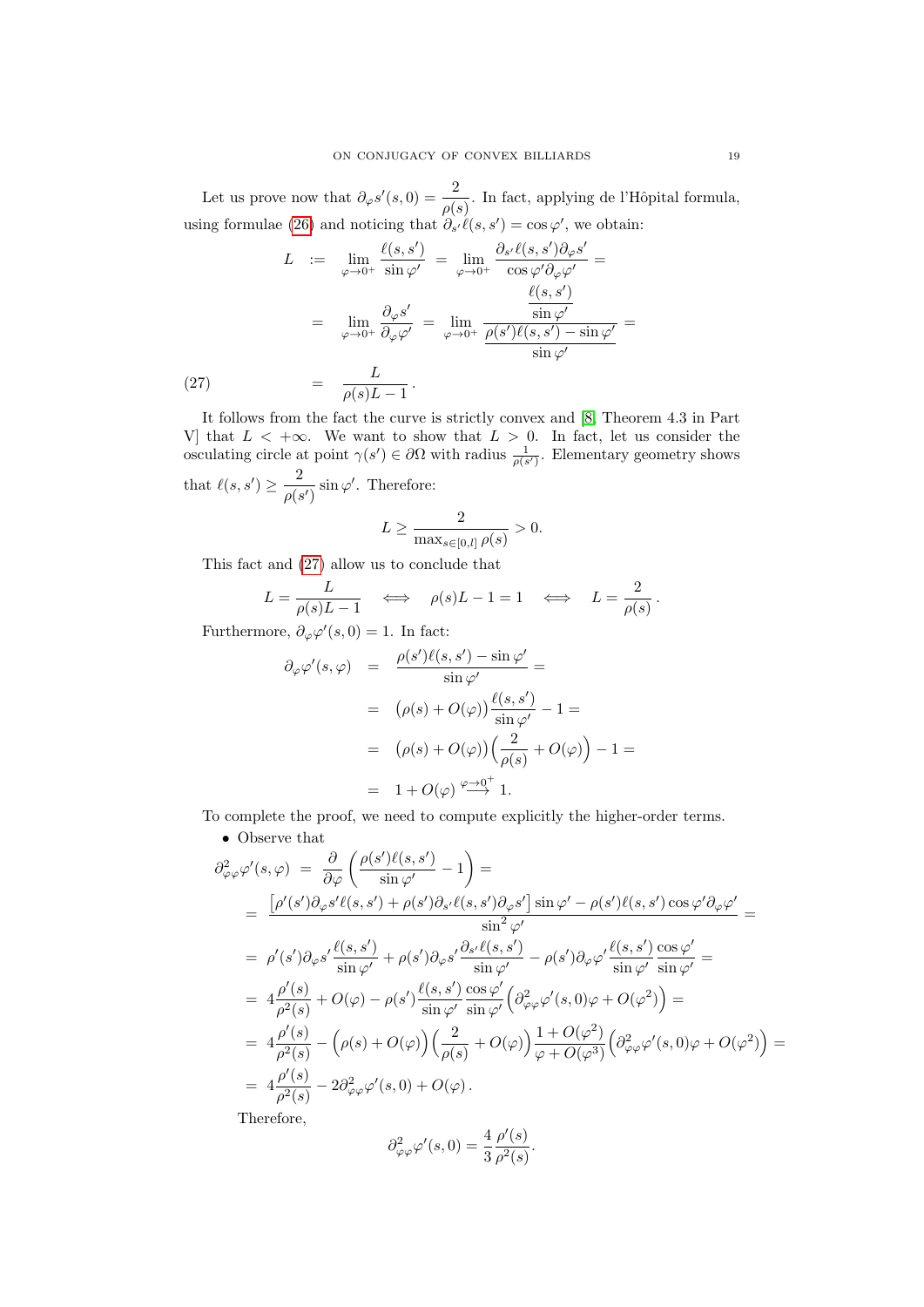Let us prove now that $\partial_\varphi s'(s,0) = \dfrac{2}{\rho(s)}$. In fact, applying de l'Hôpital formula, using formulae (26) and noticing that $\partial_{s'}\ell(s,s') = \cos\varphi'$, we obtain:

$$
\begin{aligned}
L \quad &:= \quad \lim_{\varphi\to 0^+} \frac{\ell(s,s')}{\sin\varphi'} \;=\; \lim_{\varphi\to 0^+} \frac{\partial_{s'}\ell(s,s')\partial_\varphi s'}{\cos\varphi'\partial_\varphi \varphi'} = \\
&= \quad \lim_{\varphi\to 0^+} \frac{\partial_\varphi s'}{\partial_\varphi \varphi'} \;=\; \lim_{\varphi\to 0^+} \frac{\dfrac{\ell(s,s')}{\sin\varphi'}}{\dfrac{\rho(s')\ell(s,s') - \sin\varphi'}{\sin\varphi'}} = \\
&= \quad \frac{L}{\rho(s)L - 1}\,. 
\end{aligned} \tag{27}
$$

It follows from the fact the curve is strictly convex and [8, Theorem 4.3 in Part V] that $L < +\infty$. We want to show that $L > 0$. In fact, let us consider the osculating circle at point $\gamma(s') \in \partial\Omega$ with radius $\frac{1}{\rho(s')}$. Elementary geometry shows that $\ell(s,s') \geq \dfrac{2}{\rho(s')}\sin\varphi'$. Therefore:

$$
L \geq \frac{2}{\max_{s\in[0,l]}\rho(s)} > 0.
$$

This fact and (27) allow us to conclude that

$$
L = \frac{L}{\rho(s)L - 1} \quad \Longleftrightarrow \quad \rho(s)L - 1 = 1 \quad \Longleftrightarrow \quad L = \frac{2}{\rho(s)}\,.
$$

Furthermore, $\partial_\varphi \varphi'(s,0) = 1$. In fact:

$$
\begin{aligned}
\partial_\varphi \varphi'(s,\varphi) \quad &= \quad \frac{\rho(s')\ell(s,s') - \sin\varphi'}{\sin\varphi'} = \\
&= \quad \big(\rho(s) + O(\varphi)\big)\frac{\ell(s,s')}{\sin\varphi'} - 1 = \\
&= \quad \big(\rho(s) + O(\varphi)\big)\Big(\frac{2}{\rho(s)} + O(\varphi)\Big) - 1 = \\
&= \quad 1 + O(\varphi) \stackrel{\varphi\to 0^+}{\longrightarrow} 1.
\end{aligned}
$$

To complete the proof, we need to compute explicitly the higher-order terms.

- Observe that

$$
\begin{aligned}
\partial^2_{\varphi\varphi}\varphi'(s,\varphi) \;&=\; \frac{\partial}{\partial\varphi}\left(\frac{\rho(s')\ell(s,s')}{\sin\varphi'} - 1\right) = \\
&= \frac{\big[\rho'(s')\partial_\varphi s'\ell(s,s') + \rho(s')\partial_{s'}\ell(s,s')\partial_\varphi s'\big]\sin\varphi' - \rho(s')\ell(s,s')\cos\varphi'\partial_\varphi\varphi'}{\sin^2\varphi'} = \\
&= \rho'(s')\partial_\varphi s'\frac{\ell(s,s')}{\sin\varphi'} + \rho(s')\partial_\varphi s'\frac{\partial_{s'}\ell(s,s')}{\sin\varphi'} - \rho(s')\partial_\varphi\varphi'\frac{\ell(s,s')}{\sin\varphi'}\frac{\cos\varphi'}{\sin\varphi'} = \\
&= 4\frac{\rho'(s)}{\rho^2(s)} + O(\varphi) - \rho(s')\frac{\ell(s,s')}{\sin\varphi'}\frac{\cos\varphi'}{\sin\varphi'}\Big(\partial^2_{\varphi\varphi}\varphi'(s,0)\varphi + O(\varphi^2)\Big) = \\
&= 4\frac{\rho'(s)}{\rho^2(s)} - \Big(\rho(s) + O(\varphi)\Big)\Big(\frac{2}{\rho(s)} + O(\varphi)\Big)\frac{1+O(\varphi^2)}{\varphi + O(\varphi^3)}\Big(\partial^2_{\varphi\varphi}\varphi'(s,0)\varphi + O(\varphi^2)\Big) = \\
&= 4\frac{\rho'(s)}{\rho^2(s)} - 2\partial^2_{\varphi\varphi}\varphi'(s,0) + O(\varphi)\,.
\end{aligned}
$$

Therefore,

$$
\partial^2_{\varphi\varphi}\varphi'(s,0) = \frac{4}{3}\frac{\rho'(s)}{\rho^2(s)}.
$$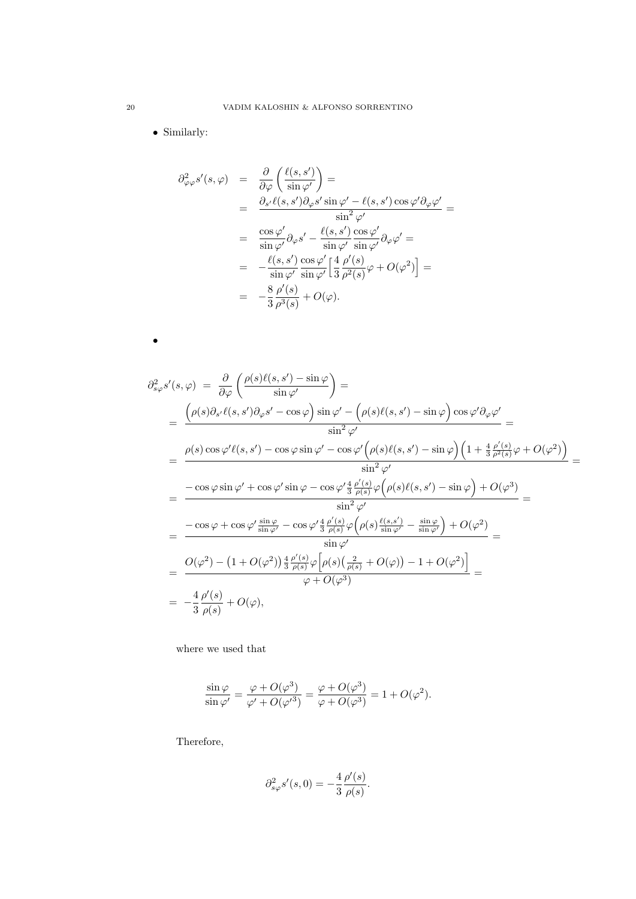- Similarly:

$$
\begin{aligned}
\partial^2_{\varphi\varphi} s'(s,\varphi) &= \frac{\partial}{\partial \varphi}\left(\frac{\ell(s,s')}{\sin\varphi'}\right) = \\
&= \frac{\partial_{s'}\ell(s,s')\partial_\varphi s' \sin\varphi' - \ell(s,s')\cos\varphi' \partial_\varphi \varphi'}{\sin^2\varphi'} = \\
&= \frac{\cos\varphi'}{\sin\varphi'}\partial_\varphi s' - \frac{\ell(s,s')}{\sin\varphi'}\frac{\cos\varphi'}{\sin\varphi'}\partial_\varphi\varphi' = \\
&= -\frac{\ell(s,s')}{\sin\varphi'}\frac{\cos\varphi'}{\sin\varphi'}\Big[\frac{4}{3}\frac{\rho'(s)}{\rho^2(s)}\varphi + O(\varphi^2)\Big] = \\
&= -\frac{8}{3}\frac{\rho'(s)}{\rho^3(s)} + O(\varphi).
\end{aligned}
$$

-

$$
\begin{aligned}
\partial^2_{s\varphi} s'(s,\varphi) &= \frac{\partial}{\partial \varphi}\left(\frac{\rho(s)\ell(s,s') - \sin\varphi}{\sin\varphi'}\right) = \\
&= \frac{\Big(\rho(s)\partial_{s'}\ell(s,s')\partial_\varphi s' - \cos\varphi\Big)\sin\varphi' - \Big(\rho(s)\ell(s,s') - \sin\varphi\Big)\cos\varphi'\partial_\varphi\varphi'}{\sin^2\varphi'} = \\
&= \frac{\rho(s)\cos\varphi'\ell(s,s') - \cos\varphi\sin\varphi' - \cos\varphi'\Big(\rho(s)\ell(s,s') - \sin\varphi\Big)\Big(1 + \frac{4}{3}\frac{\rho'(s)}{\rho^2(s)}\varphi + O(\varphi^2)\Big)}{\sin^2\varphi'} = \\
&= \frac{-\cos\varphi\sin\varphi' + \cos\varphi'\sin\varphi - \cos\varphi'\frac{4}{3}\frac{\rho'(s)}{\rho(s)}\varphi\Big(\rho(s)\ell(s,s') - \sin\varphi\Big) + O(\varphi^3)}{\sin^2\varphi'} = \\
&= \frac{-\cos\varphi + \cos\varphi'\frac{\sin\varphi}{\sin\varphi'} - \cos\varphi'\frac{4}{3}\frac{\rho'(s)}{\rho(s)}\varphi\Big(\rho(s)\frac{\ell(s,s')}{\sin\varphi'} - \frac{\sin\varphi}{\sin\varphi'}\Big) + O(\varphi^2)}{\sin\varphi'} = \\
&= \frac{O(\varphi^2) - \big(1 + O(\varphi^2)\big)\frac{4}{3}\frac{\rho'(s)}{\rho(s)}\varphi\Big[\rho(s)\big(\frac{2}{\rho(s)} + O(\varphi)\big) - 1 + O(\varphi^2)\Big]}{\varphi + O(\varphi^3)} = \\
&= -\frac{4}{3}\frac{\rho'(s)}{\rho(s)} + O(\varphi),
\end{aligned}
$$

where we used that

$$
\frac{\sin\varphi}{\sin\varphi'} = \frac{\varphi + O(\varphi^3)}{\varphi' + O({\varphi'}^3)} = \frac{\varphi + O(\varphi^3)}{\varphi + O(\varphi^3)} = 1 + O(\varphi^2).
$$

Therefore,

$$
\partial^2_{s\varphi} s'(s,0) = -\frac{4}{3}\frac{\rho'(s)}{\rho(s)}.
$$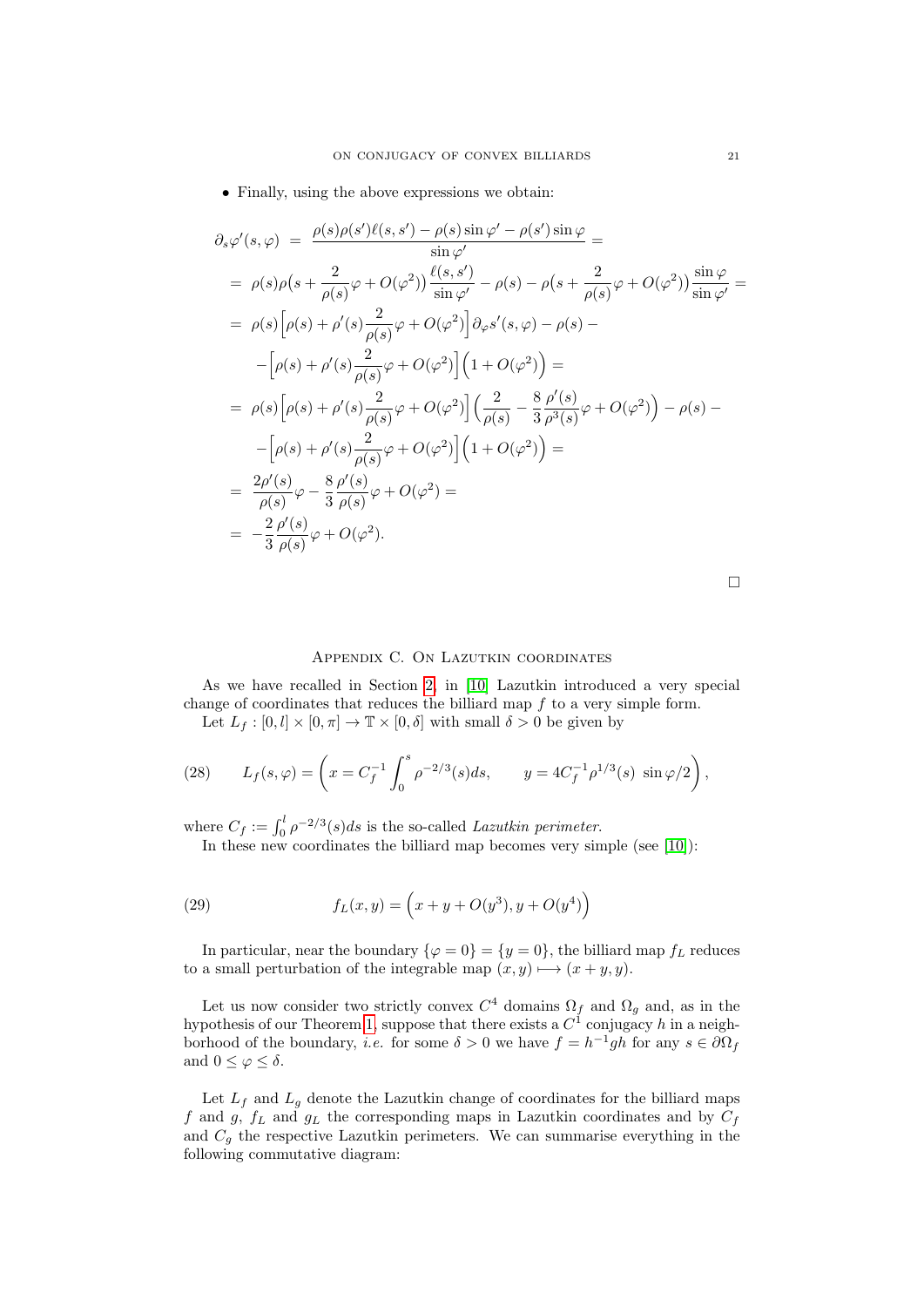- Finally, using the above expressions we obtain:

$$
\begin{aligned}
\partial_s \varphi'(s,\varphi) &= \frac{\rho(s)\rho(s')\ell(s,s') - \rho(s)\sin\varphi' - \rho(s')\sin\varphi}{\sin\varphi'} = \\
&= \rho(s)\rho\big(s + \frac{2}{\rho(s)}\varphi + O(\varphi^2)\big)\frac{\ell(s,s')}{\sin\varphi'} - \rho(s) - \rho\big(s + \frac{2}{\rho(s)}\varphi + O(\varphi^2)\big)\frac{\sin\varphi}{\sin\varphi'} = \\
&= \rho(s)\Big[\rho(s) + \rho'(s)\frac{2}{\rho(s)}\varphi + O(\varphi^2)\Big]\partial_\varphi s'(s,\varphi) - \rho(s) - \\
&\quad -\Big[\rho(s) + \rho'(s)\frac{2}{\rho(s)}\varphi + O(\varphi^2)\Big]\Big(1 + O(\varphi^2)\Big) = \\
&= \rho(s)\Big[\rho(s) + \rho'(s)\frac{2}{\rho(s)}\varphi + O(\varphi^2)\Big]\Big(\frac{2}{\rho(s)} - \frac{8}{3}\frac{\rho'(s)}{\rho^3(s)}\varphi + O(\varphi^2)\Big) - \rho(s) - \\
&\quad -\Big[\rho(s) + \rho'(s)\frac{2}{\rho(s)}\varphi + O(\varphi^2)\Big]\Big(1 + O(\varphi^2)\Big) = \\
&= \frac{2\rho'(s)}{\rho(s)}\varphi - \frac{8}{3}\frac{\rho'(s)}{\rho(s)}\varphi + O(\varphi^2) = \\
&= -\frac{2}{3}\frac{\rho'(s)}{\rho(s)}\varphi + O(\varphi^2).
\end{aligned}
$$

□

## Appendix C. On Lazutkin coordinates

As we have recalled in Section 2, in [10] Lazutkin introduced a very special change of coordinates that reduces the billiard map $f$ to a very simple form.

Let $L_f : [0,l] \times [0,\pi] \to \mathbb{T} \times [0,\delta]$ with small $\delta > 0$ be given by

$$
(28) \qquad L_f(s,\varphi) = \left( x = C_f^{-1}\int_0^s \rho^{-2/3}(s)ds, \qquad y = 4C_f^{-1}\rho^{1/3}(s)\ \sin\varphi/2 \right),
$$

where $C_f := \int_0^l \rho^{-2/3}(s)ds$ is the so-called *Lazutkin perimeter*.

In these new coordinates the billiard map becomes very simple (see [10]):

$$
(29) \qquad f_L(x,y) = \Big(x + y + O(y^3), y + O(y^4)\Big)
$$

In particular, near the boundary $\{\varphi = 0\} = \{y = 0\}$, the billiard map $f_L$ reduces to a small perturbation of the integrable map $(x,y) \longmapsto (x+y, y)$.

Let us now consider two strictly convex $C^4$ domains $\Omega_f$ and $\Omega_g$ and, as in the hypothesis of our Theorem 1, suppose that there exists a $C^1$ conjugacy $h$ in a neighborhood of the boundary, *i.e.* for some $\delta > 0$ we have $f = h^{-1}gh$ for any $s \in \partial\Omega_f$ and $0 \le \varphi \le \delta$.

Let $L_f$ and $L_g$ denote the Lazutkin change of coordinates for the billiard maps $f$ and $g$, $f_L$ and $g_L$ the corresponding maps in Lazutkin coordinates and by $C_f$ and $C_g$ the respective Lazutkin perimeters. We can summarise everything in the following commutative diagram: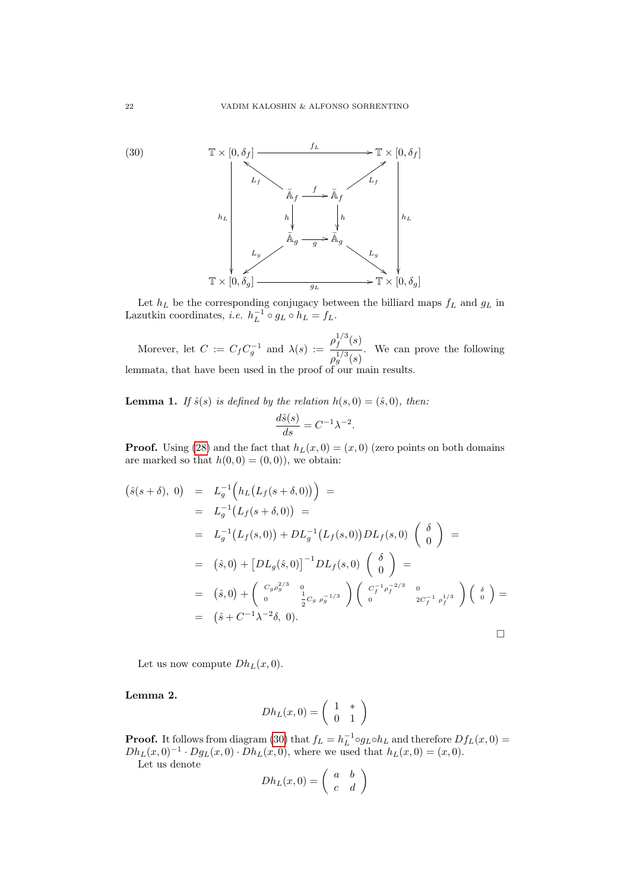$$
\begin{array}{ccccc}
\mathbb{T}\times[0,\delta_f] & & \xrightarrow{\quad f_L \quad} & & \mathbb{T}\times[0,\delta_f] \\
 & \nwarrow^{L_f} & & {}^{L_f}\nearrow & \\
 & & \bar{\mathbb{A}}_f \xrightarrow{\ f\ } \bar{\mathbb{A}}_f & & \\
\Big\downarrow h_L & & \Big\downarrow h \qquad \Big\downarrow h & & \Big\downarrow h_L \\
 & & \bar{\mathbb{A}}_g \xrightarrow{\ g\ } \bar{\mathbb{A}}_g & & \\
 & \swarrow_{L_g} & & {}_{L_g}\searrow & \\
\mathbb{T}\times[0,\delta_g] & & \xrightarrow{\quad g_L \quad} & & \mathbb{T}\times[0,\delta_g]
\end{array}
\tag{30}
$$

Let $h_L$ be the corresponding conjugacy between the billiard maps $f_L$ and $g_L$ in Lazutkin coordinates, *i.e.* $h_L^{-1}\circ g_L \circ h_L = f_L$.

Morever, let $C := C_f C_g^{-1}$ and $\lambda(s) := \dfrac{\rho_f^{1/3}(s)}{\rho_g^{1/3}(s)}$. We can prove the following lemmata, that have been used in the proof of our main results.

**Lemma 1.** *If $\hat{s}(s)$ is defined by the relation $h(s,0) = (\hat{s}, 0)$, then:*

$$
\frac{d\hat{s}(s)}{ds} = C^{-1}\lambda^{-2}.
$$

**Proof.** Using (28) and the fact that $h_L(x,0) = (x,0)$ (zero points on both domains are marked so that $h(0,0) = (0,0)$), we obtain:

$$
\begin{aligned}
\big(\hat{s}(s+\delta),\ 0\big) &= L_g^{-1}\Big(h_L\big(L_f(s+\delta,0)\big)\Big) = \\
&= L_g^{-1}\big(L_f(s+\delta,0)\big) = \\
&= L_g^{-1}\big(L_f(s,0)\big) + DL_g^{-1}\big(L_f(s,0)\big)\, DL_f(s,0) \begin{pmatrix} \delta \\ 0 \end{pmatrix} = \\
&= \big(\hat{s},0\big) + \big[DL_g(\hat{s},0)\big]^{-1} DL_f(s,0) \begin{pmatrix} \delta \\ 0 \end{pmatrix} = \\
&= \big(\hat{s},0\big) + \begin{pmatrix} C_g\rho_g^{2/3} & 0 \\ 0 & \frac{1}{2}C_g\ \rho_g^{-1/3} \end{pmatrix} \begin{pmatrix} C_f^{-1}\rho_f^{-2/3} & 0 \\ 0 & 2C_f^{-1}\ \rho_f^{1/3} \end{pmatrix} \begin{pmatrix} \delta \\ 0 \end{pmatrix} = \\
&= \big(\hat{s} + C^{-1}\lambda^{-2}\delta,\ 0\big).
\end{aligned}
$$

□

Let us now compute $Dh_L(x,0)$.

**Lemma 2.**

$$
Dh_L(x,0) = \begin{pmatrix} 1 & * \\ 0 & 1 \end{pmatrix}
$$

**Proof.** It follows from diagram (30) that $f_L = h_L^{-1}\circ g_L \circ h_L$ and therefore $Df_L(x,0) = Dh_L(x,0)^{-1}\cdot Dg_L(x,0)\cdot Dh_L(x,0)$, where we used that $h_L(x,0) = (x,0)$.

Let us denote

$$
Dh_L(x,0) = \begin{pmatrix} a & b \\ c & d \end{pmatrix}
$$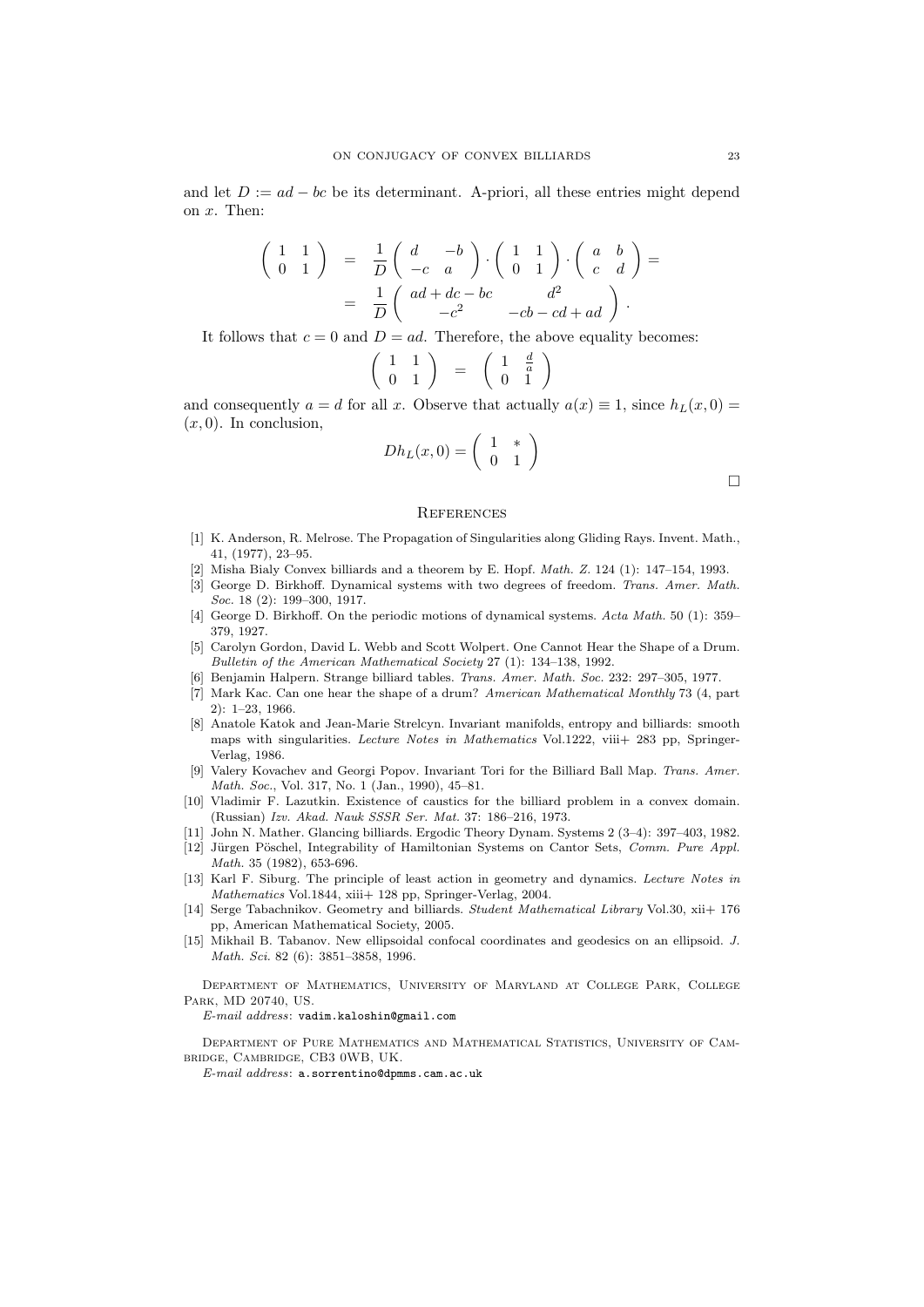and let $D := ad - bc$ be its determinant. A-priori, all these entries might depend on $x$. Then:

$$
\begin{aligned}
\begin{pmatrix} 1 & 1 \\ 0 & 1 \end{pmatrix} &= \frac{1}{D} \begin{pmatrix} d & -b \\ -c & a \end{pmatrix} \cdot \begin{pmatrix} 1 & 1 \\ 0 & 1 \end{pmatrix} \cdot \begin{pmatrix} a & b \\ c & d \end{pmatrix} = \\
&= \frac{1}{D} \begin{pmatrix} ad + dc - bc & d^2 \\ -c^2 & -cb - cd + ad \end{pmatrix}.
\end{aligned}
$$

It follows that $c = 0$ and $D = ad$. Therefore, the above equality becomes:

$$
\begin{pmatrix} 1 & 1 \\ 0 & 1 \end{pmatrix} = \begin{pmatrix} 1 & \frac{d}{a} \\ 0 & 1 \end{pmatrix}
$$

and consequently $a = d$ for all $x$. Observe that actually $a(x) \equiv 1$, since $h_L(x, 0) = (x, 0)$. In conclusion,

$$
Dh_L(x, 0) = \begin{pmatrix} 1 & * \\ 0 & 1 \end{pmatrix}
$$

□

## References

[1] K. Anderson, R. Melrose. The Propagation of Singularities along Gliding Rays. Invent. Math., 41, (1977), 23–95.

[2] Misha Bialy Convex billiards and a theorem by E. Hopf. *Math. Z.* 124 (1): 147–154, 1993.

[3] George D. Birkhoff. Dynamical systems with two degrees of freedom. *Trans. Amer. Math. Soc.* 18 (2): 199–300, 1917.

[4] George D. Birkhoff. On the periodic motions of dynamical systems. *Acta Math.* 50 (1): 359–379, 1927.

[5] Carolyn Gordon, David L. Webb and Scott Wolpert. One Cannot Hear the Shape of a Drum. *Bulletin of the American Mathematical Society* 27 (1): 134–138, 1992.

[6] Benjamin Halpern. Strange billiard tables. *Trans. Amer. Math. Soc.* 232: 297–305, 1977.

[7] Mark Kac. Can one hear the shape of a drum? *American Mathematical Monthly* 73 (4, part 2): 1–23, 1966.

[8] Anatole Katok and Jean-Marie Strelcyn. Invariant manifolds, entropy and billiards: smooth maps with singularities. *Lecture Notes in Mathematics* Vol.1222, viii+ 283 pp, Springer-Verlag, 1986.

[9] Valery Kovachev and Georgi Popov. Invariant Tori for the Billiard Ball Map. *Trans. Amer. Math. Soc.*, Vol. 317, No. 1 (Jan., 1990), 45–81.

[10] Vladimir F. Lazutkin. Existence of caustics for the billiard problem in a convex domain. (Russian) *Izv. Akad. Nauk SSSR Ser. Mat.* 37: 186–216, 1973.

[11] John N. Mather. Glancing billiards. Ergodic Theory Dynam. Systems 2 (3–4): 397–403, 1982.

[12] Jürgen Pöschel, Integrability of Hamiltonian Systems on Cantor Sets, *Comm. Pure Appl. Math.* 35 (1982), 653-696.

[13] Karl F. Siburg. The principle of least action in geometry and dynamics. *Lecture Notes in Mathematics* Vol.1844, xiii+ 128 pp, Springer-Verlag, 2004.

[14] Serge Tabachnikov. Geometry and billiards. *Student Mathematical Library* Vol.30, xii+ 176 pp, American Mathematical Society, 2005.

[15] Mikhail B. Tabanov. New ellipsoidal confocal coordinates and geodesics on an ellipsoid. *J. Math. Sci.* 82 (6): 3851–3858, 1996.

Department of Mathematics, University of Maryland at College Park, College Park, MD 20740, US.

*E-mail address*: vadim.kaloshin@gmail.com

Department of Pure Mathematics and Mathematical Statistics, University of Cambridge, Cambridge, CB3 0WB, UK.

*E-mail address*: a.sorrentino@dpmms.cam.ac.uk